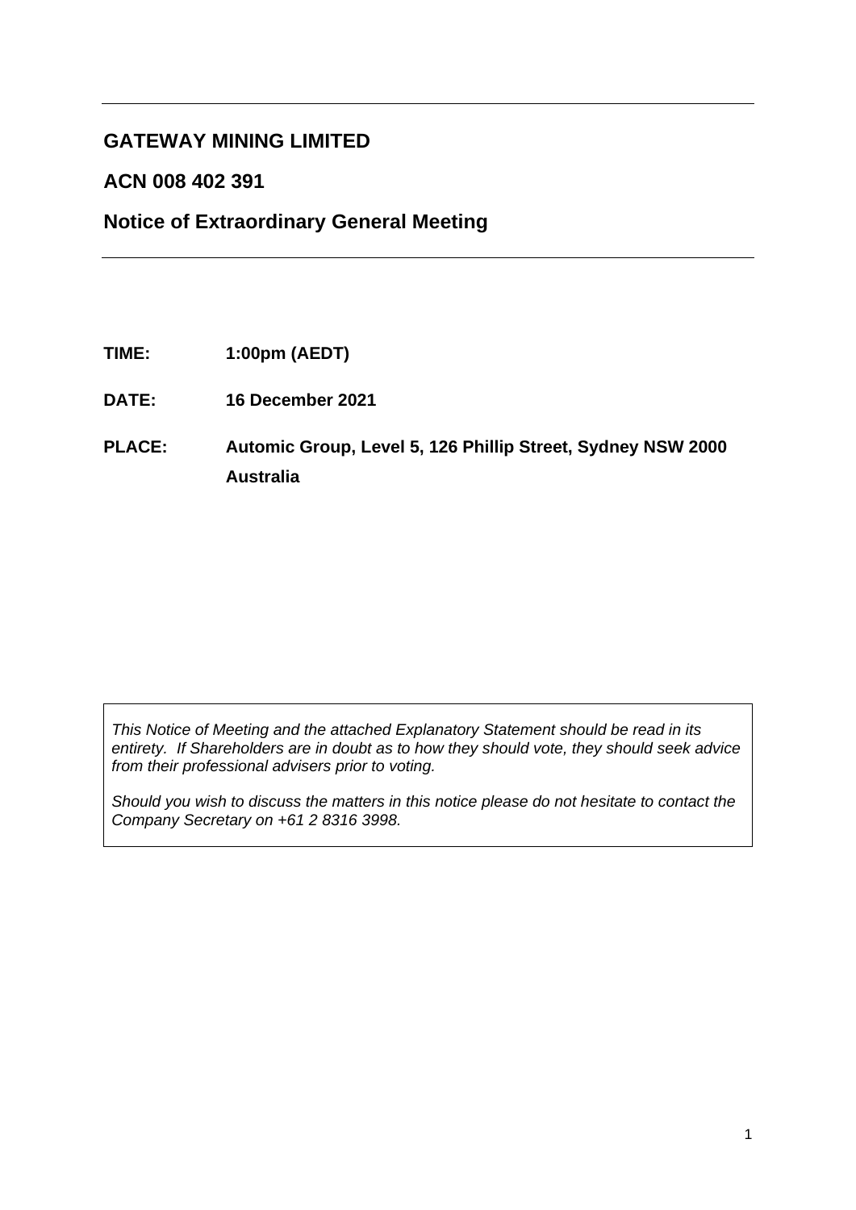# GATEWAY MINING LIMITED

## ACN 008 402 391

## Notice of Extraordinary General Meeting

**TIME:** **1:00pm (AEDT)**

**DATE:** **16 December 2021**

**PLACE:** **Automic Group, Level 5, 126 Phillip Street, Sydney NSW 2000 Australia**

*This Notice of Meeting and the attached Explanatory Statement should be read in its entirety. If Shareholders are in doubt as to how they should vote, they should seek advice from their professional advisers prior to voting.*

*Should you wish to discuss the matters in this notice please do not hesitate to contact the Company Secretary on +61 2 8316 3998.*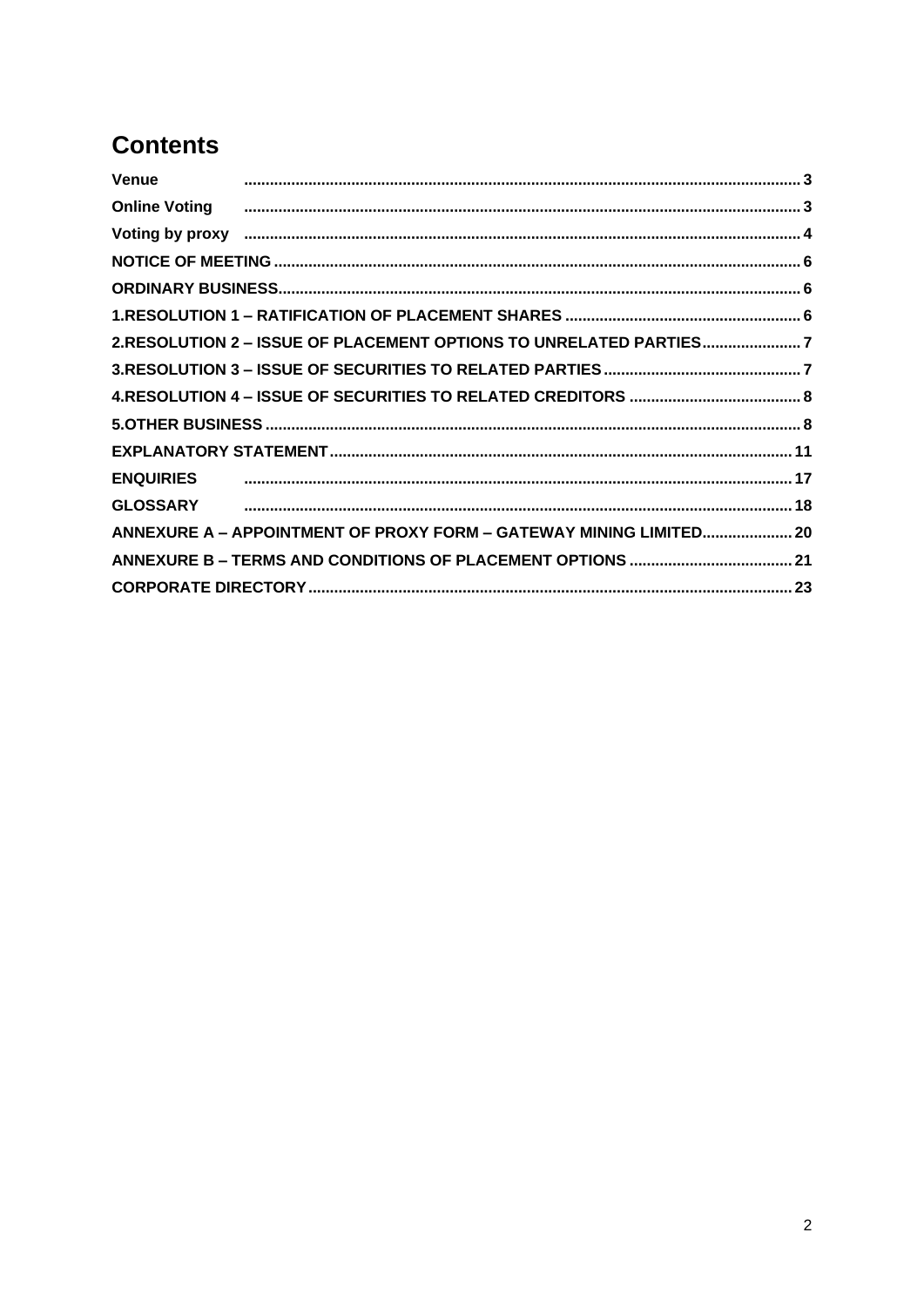# Contents

| | |
|---|---|
| **Venue** | **3** |
| **Online Voting** | **3** |
| **Voting by proxy** | **4** |
| **NOTICE OF MEETING** | **6** |
| **ORDINARY BUSINESS** | **6** |
| **1.RESOLUTION 1 – RATIFICATION OF PLACEMENT SHARES** | **6** |
| **2.RESOLUTION 2 – ISSUE OF PLACEMENT OPTIONS TO UNRELATED PARTIES** | **7** |
| **3.RESOLUTION 3 – ISSUE OF SECURITIES TO RELATED PARTIES** | **7** |
| **4.RESOLUTION 4 – ISSUE OF SECURITIES TO RELATED CREDITORS** | **8** |
| **5.OTHER BUSINESS** | **8** |
| **EXPLANATORY STATEMENT** | **11** |
| **ENQUIRIES** | **17** |
| **GLOSSARY** | **18** |
| **ANNEXURE A – APPOINTMENT OF PROXY FORM – GATEWAY MINING LIMITED** | **20** |
| **ANNEXURE B – TERMS AND CONDITIONS OF PLACEMENT OPTIONS** | **21** |
| **CORPORATE DIRECTORY** | **23** |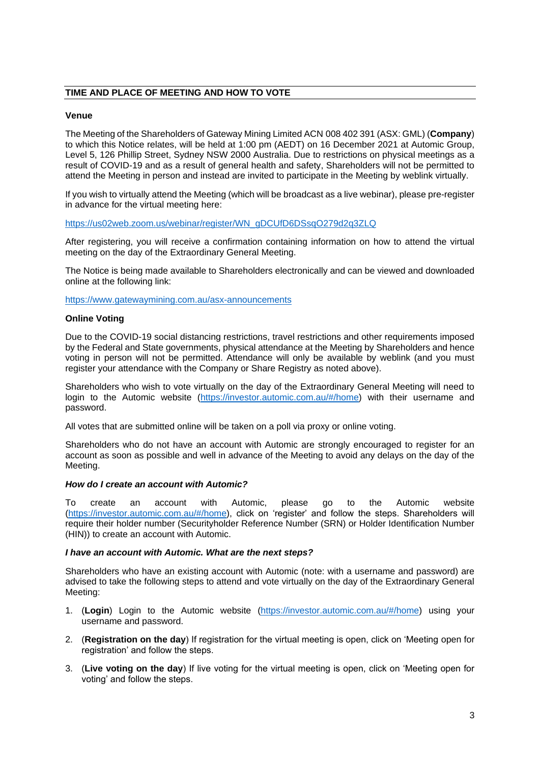## TIME AND PLACE OF MEETING AND HOW TO VOTE

### Venue

The Meeting of the Shareholders of Gateway Mining Limited ACN 008 402 391 (ASX: GML) (**Company**) to which this Notice relates, will be held at 1:00 pm (AEDT) on 16 December 2021 at Automic Group, Level 5, 126 Phillip Street, Sydney NSW 2000 Australia. Due to restrictions on physical meetings as a result of COVID-19 and as a result of general health and safety, Shareholders will not be permitted to attend the Meeting in person and instead are invited to participate in the Meeting by weblink virtually.

If you wish to virtually attend the Meeting (which will be broadcast as a live webinar), please pre-register in advance for the virtual meeting here:

https://us02web.zoom.us/webinar/register/WN_gDCUfD6DSsqO279d2q3ZLQ

After registering, you will receive a confirmation containing information on how to attend the virtual meeting on the day of the Extraordinary General Meeting.

The Notice is being made available to Shareholders electronically and can be viewed and downloaded online at the following link:

https://www.gatewaymining.com.au/asx-announcements

### Online Voting

Due to the COVID-19 social distancing restrictions, travel restrictions and other requirements imposed by the Federal and State governments, physical attendance at the Meeting by Shareholders and hence voting in person will not be permitted. Attendance will only be available by weblink (and you must register your attendance with the Company or Share Registry as noted above).

Shareholders who wish to vote virtually on the day of the Extraordinary General Meeting will need to login to the Automic website (https://investor.automic.com.au/#/home) with their username and password.

All votes that are submitted online will be taken on a poll via proxy or online voting.

Shareholders who do not have an account with Automic are strongly encouraged to register for an account as soon as possible and well in advance of the Meeting to avoid any delays on the day of the Meeting.

***How do I create an account with Automic?***

To create an account with Automic, please go to the Automic website (https://investor.automic.com.au/#/home), click on 'register' and follow the steps. Shareholders will require their holder number (Securityholder Reference Number (SRN) or Holder Identification Number (HIN)) to create an account with Automic.

***I have an account with Automic. What are the next steps?***

Shareholders who have an existing account with Automic (note: with a username and password) are advised to take the following steps to attend and vote virtually on the day of the Extraordinary General Meeting:

1. (**Login**) Login to the Automic website (https://investor.automic.com.au/#/home) using your username and password.
2. (**Registration on the day**) If registration for the virtual meeting is open, click on 'Meeting open for registration' and follow the steps.
3. (**Live voting on the day**) If live voting for the virtual meeting is open, click on 'Meeting open for voting' and follow the steps.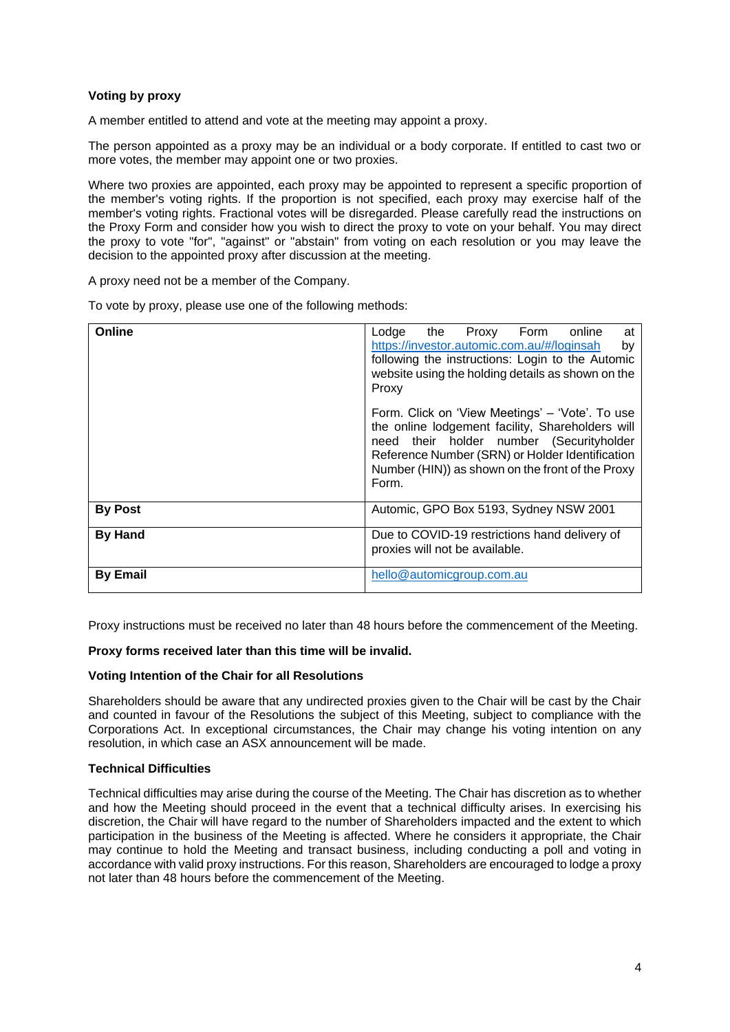**Voting by proxy**

A member entitled to attend and vote at the meeting may appoint a proxy.

The person appointed as a proxy may be an individual or a body corporate. If entitled to cast two or more votes, the member may appoint one or two proxies.

Where two proxies are appointed, each proxy may be appointed to represent a specific proportion of the member's voting rights. If the proportion is not specified, each proxy may exercise half of the member's voting rights. Fractional votes will be disregarded. Please carefully read the instructions on the Proxy Form and consider how you wish to direct the proxy to vote on your behalf. You may direct the proxy to vote "for", "against" or "abstain" from voting on each resolution or you may leave the decision to the appointed proxy after discussion at the meeting.

A proxy need not be a member of the Company.

To vote by proxy, please use one of the following methods:

| | |
|---|---|
| **Online** | Lodge the Proxy Form online at https://investor.automic.com.au/#/loginsah by following the instructions: Login to the Automic website using the holding details as shown on the Proxy<br><br>Form. Click on 'View Meetings' – 'Vote'. To use the online lodgement facility, Shareholders will need their holder number (Securityholder Reference Number (SRN) or Holder Identification Number (HIN)) as shown on the front of the Proxy Form. |
| **By Post** | Automic, GPO Box 5193, Sydney NSW 2001 |
| **By Hand** | Due to COVID-19 restrictions hand delivery of proxies will not be available. |
| **By Email** | hello@automicgroup.com.au |

Proxy instructions must be received no later than 48 hours before the commencement of the Meeting.

**Proxy forms received later than this time will be invalid.**

**Voting Intention of the Chair for all Resolutions**

Shareholders should be aware that any undirected proxies given to the Chair will be cast by the Chair and counted in favour of the Resolutions the subject of this Meeting, subject to compliance with the Corporations Act. In exceptional circumstances, the Chair may change his voting intention on any resolution, in which case an ASX announcement will be made.

**Technical Difficulties**

Technical difficulties may arise during the course of the Meeting. The Chair has discretion as to whether and how the Meeting should proceed in the event that a technical difficulty arises. In exercising his discretion, the Chair will have regard to the number of Shareholders impacted and the extent to which participation in the business of the Meeting is affected. Where he considers it appropriate, the Chair may continue to hold the Meeting and transact business, including conducting a poll and voting in accordance with valid proxy instructions. For this reason, Shareholders are encouraged to lodge a proxy not later than 48 hours before the commencement of the Meeting.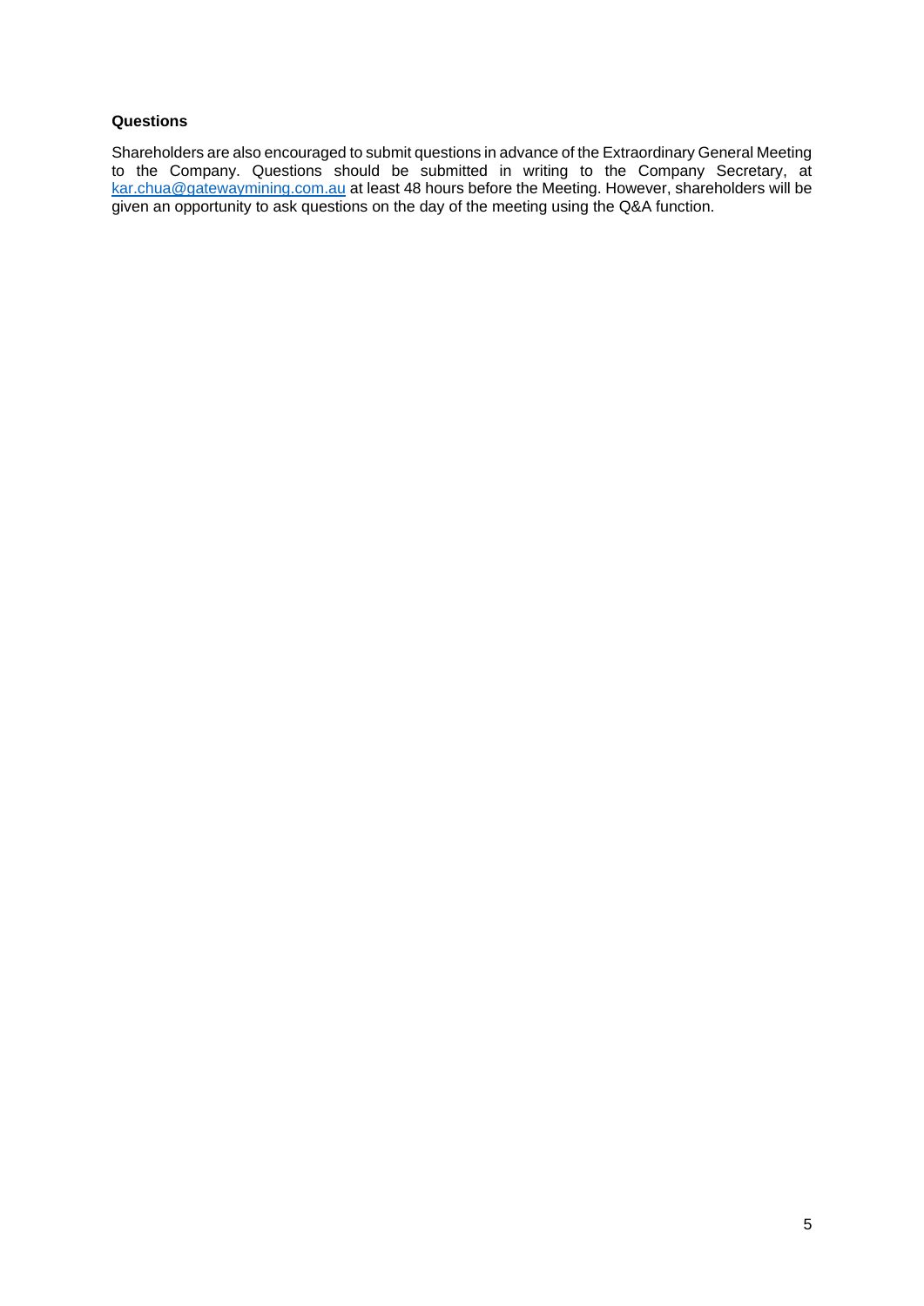**Questions**

Shareholders are also encouraged to submit questions in advance of the Extraordinary General Meeting to the Company. Questions should be submitted in writing to the Company Secretary, at kar.chua@gatewaymining.com.au at least 48 hours before the Meeting. However, shareholders will be given an opportunity to ask questions on the day of the meeting using the Q&A function.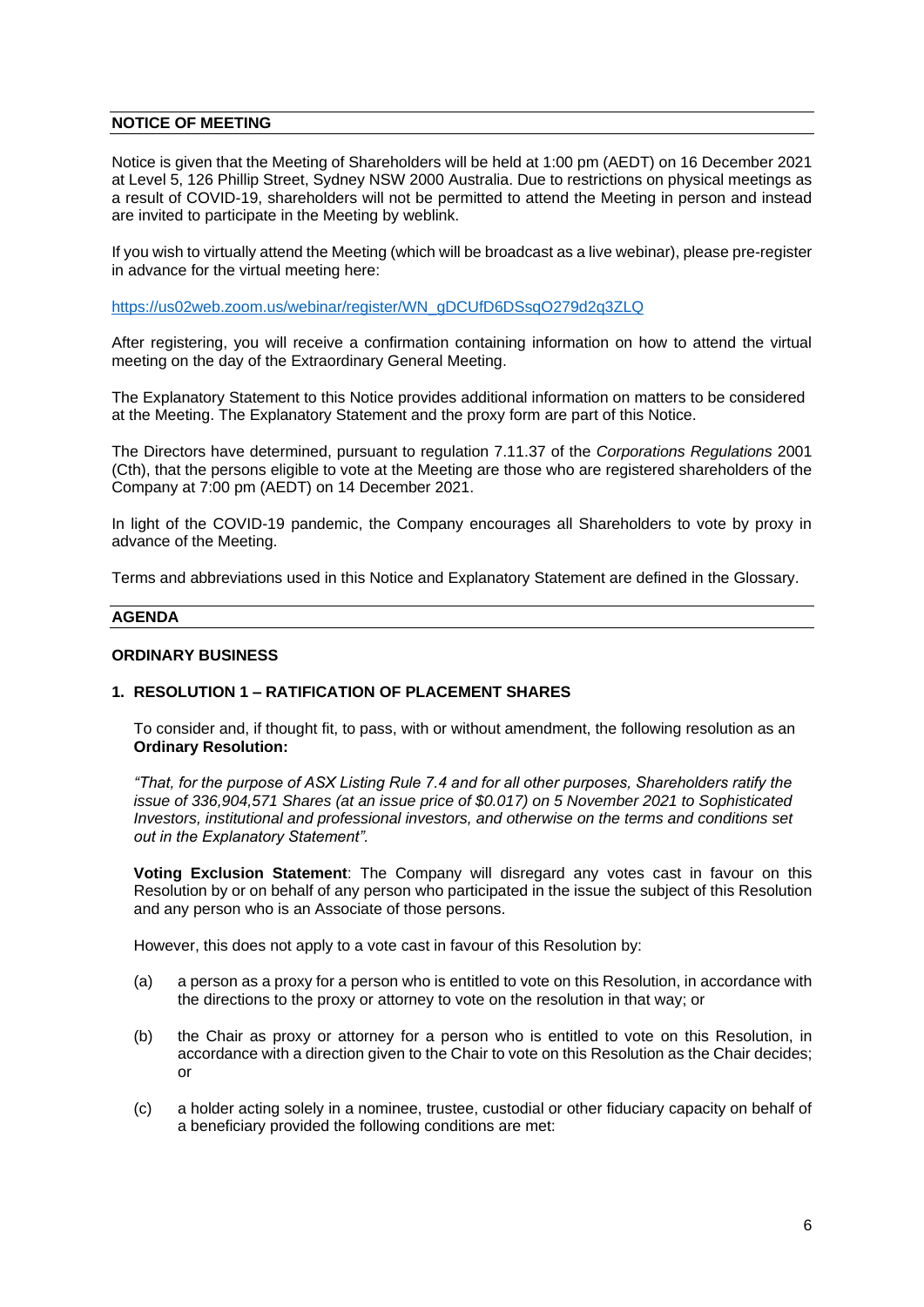## NOTICE OF MEETING

Notice is given that the Meeting of Shareholders will be held at 1:00 pm (AEDT) on 16 December 2021 at Level 5, 126 Phillip Street, Sydney NSW 2000 Australia. Due to restrictions on physical meetings as a result of COVID-19, shareholders will not be permitted to attend the Meeting in person and instead are invited to participate in the Meeting by weblink.

If you wish to virtually attend the Meeting (which will be broadcast as a live webinar), please pre-register in advance for the virtual meeting here:

https://us02web.zoom.us/webinar/register/WN_gDCUfD6DSsqO279d2q3ZLQ

After registering, you will receive a confirmation containing information on how to attend the virtual meeting on the day of the Extraordinary General Meeting.

The Explanatory Statement to this Notice provides additional information on matters to be considered at the Meeting. The Explanatory Statement and the proxy form are part of this Notice.

The Directors have determined, pursuant to regulation 7.11.37 of the *Corporations Regulations* 2001 (Cth), that the persons eligible to vote at the Meeting are those who are registered shareholders of the Company at 7:00 pm (AEDT) on 14 December 2021.

In light of the COVID-19 pandemic, the Company encourages all Shareholders to vote by proxy in advance of the Meeting.

Terms and abbreviations used in this Notice and Explanatory Statement are defined in the Glossary.

## AGENDA

### ORDINARY BUSINESS

### 1. RESOLUTION 1 – RATIFICATION OF PLACEMENT SHARES

To consider and, if thought fit, to pass, with or without amendment, the following resolution as an **Ordinary Resolution:**

*"That, for the purpose of ASX Listing Rule 7.4 and for all other purposes, Shareholders ratify the issue of 336,904,571 Shares (at an issue price of $0.017) on 5 November 2021 to Sophisticated Investors, institutional and professional investors, and otherwise on the terms and conditions set out in the Explanatory Statement".*

**Voting Exclusion Statement**: The Company will disregard any votes cast in favour on this Resolution by or on behalf of any person who participated in the issue the subject of this Resolution and any person who is an Associate of those persons.

However, this does not apply to a vote cast in favour of this Resolution by:

(a) a person as a proxy for a person who is entitled to vote on this Resolution, in accordance with the directions to the proxy or attorney to vote on the resolution in that way; or

(b) the Chair as proxy or attorney for a person who is entitled to vote on this Resolution, in accordance with a direction given to the Chair to vote on this Resolution as the Chair decides; or

(c) a holder acting solely in a nominee, trustee, custodial or other fiduciary capacity on behalf of a beneficiary provided the following conditions are met: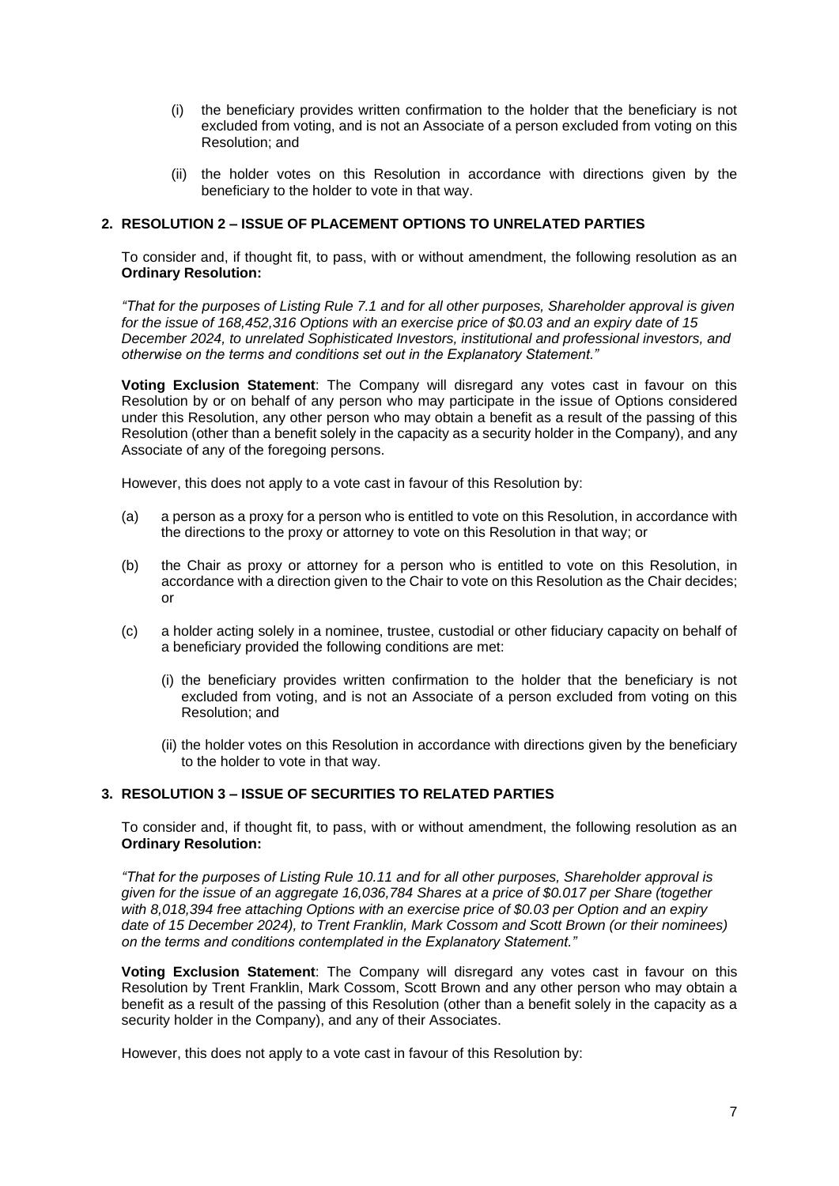(i) the beneficiary provides written confirmation to the holder that the beneficiary is not excluded from voting, and is not an Associate of a person excluded from voting on this Resolution; and

(ii) the holder votes on this Resolution in accordance with directions given by the beneficiary to the holder to vote in that way.

## 2. RESOLUTION 2 – ISSUE OF PLACEMENT OPTIONS TO UNRELATED PARTIES

To consider and, if thought fit, to pass, with or without amendment, the following resolution as an **Ordinary Resolution:**

*"That for the purposes of Listing Rule 7.1 and for all other purposes, Shareholder approval is given for the issue of 168,452,316 Options with an exercise price of $0.03 and an expiry date of 15 December 2024, to unrelated Sophisticated Investors, institutional and professional investors, and otherwise on the terms and conditions set out in the Explanatory Statement."*

**Voting Exclusion Statement**: The Company will disregard any votes cast in favour on this Resolution by or on behalf of any person who may participate in the issue of Options considered under this Resolution, any other person who may obtain a benefit as a result of the passing of this Resolution (other than a benefit solely in the capacity as a security holder in the Company), and any Associate of any of the foregoing persons.

However, this does not apply to a vote cast in favour of this Resolution by:

(a) a person as a proxy for a person who is entitled to vote on this Resolution, in accordance with the directions to the proxy or attorney to vote on this Resolution in that way; or

(b) the Chair as proxy or attorney for a person who is entitled to vote on this Resolution, in accordance with a direction given to the Chair to vote on this Resolution as the Chair decides; or

(c) a holder acting solely in a nominee, trustee, custodial or other fiduciary capacity on behalf of a beneficiary provided the following conditions are met:

   (i) the beneficiary provides written confirmation to the holder that the beneficiary is not excluded from voting, and is not an Associate of a person excluded from voting on this Resolution; and

   (ii) the holder votes on this Resolution in accordance with directions given by the beneficiary to the holder to vote in that way.

## 3. RESOLUTION 3 – ISSUE OF SECURITIES TO RELATED PARTIES

To consider and, if thought fit, to pass, with or without amendment, the following resolution as an **Ordinary Resolution:**

*"That for the purposes of Listing Rule 10.11 and for all other purposes, Shareholder approval is given for the issue of an aggregate 16,036,784 Shares at a price of $0.017 per Share (together with 8,018,394 free attaching Options with an exercise price of $0.03 per Option and an expiry date of 15 December 2024), to Trent Franklin, Mark Cossom and Scott Brown (or their nominees) on the terms and conditions contemplated in the Explanatory Statement."*

**Voting Exclusion Statement**: The Company will disregard any votes cast in favour on this Resolution by Trent Franklin, Mark Cossom, Scott Brown and any other person who may obtain a benefit as a result of the passing of this Resolution (other than a benefit solely in the capacity as a security holder in the Company), and any of their Associates.

However, this does not apply to a vote cast in favour of this Resolution by: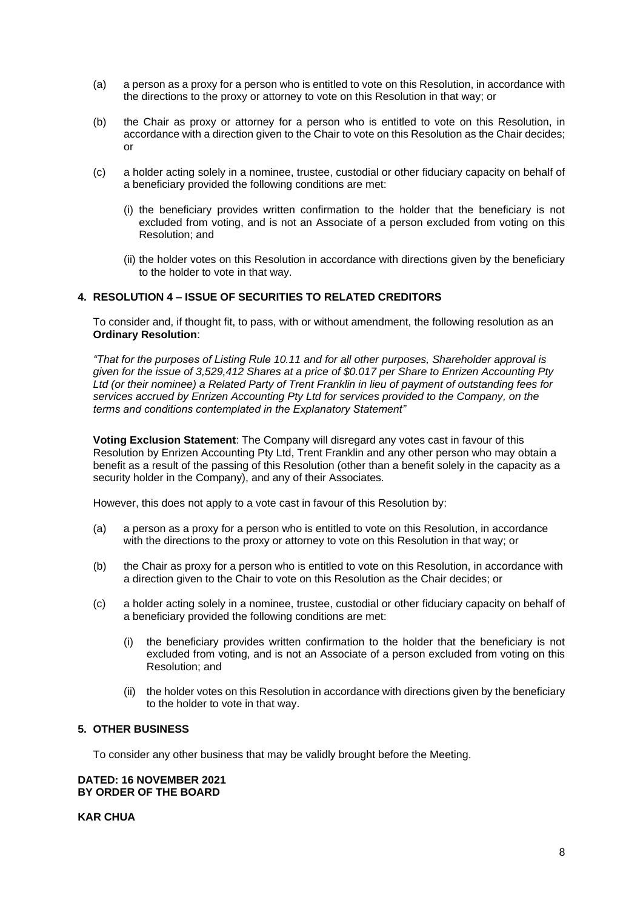(a) a person as a proxy for a person who is entitled to vote on this Resolution, in accordance with the directions to the proxy or attorney to vote on this Resolution in that way; or

(b) the Chair as proxy or attorney for a person who is entitled to vote on this Resolution, in accordance with a direction given to the Chair to vote on this Resolution as the Chair decides; or

(c) a holder acting solely in a nominee, trustee, custodial or other fiduciary capacity on behalf of a beneficiary provided the following conditions are met:

(i) the beneficiary provides written confirmation to the holder that the beneficiary is not excluded from voting, and is not an Associate of a person excluded from voting on this Resolution; and

(ii) the holder votes on this Resolution in accordance with directions given by the beneficiary to the holder to vote in that way.

## 4. RESOLUTION 4 – ISSUE OF SECURITIES TO RELATED CREDITORS

To consider and, if thought fit, to pass, with or without amendment, the following resolution as an **Ordinary Resolution**:

*"That for the purposes of Listing Rule 10.11 and for all other purposes, Shareholder approval is given for the issue of 3,529,412 Shares at a price of $0.017 per Share to Enrizen Accounting Pty Ltd (or their nominee) a Related Party of Trent Franklin in lieu of payment of outstanding fees for services accrued by Enrizen Accounting Pty Ltd for services provided to the Company, on the terms and conditions contemplated in the Explanatory Statement"*

**Voting Exclusion Statement**: The Company will disregard any votes cast in favour of this Resolution by Enrizen Accounting Pty Ltd, Trent Franklin and any other person who may obtain a benefit as a result of the passing of this Resolution (other than a benefit solely in the capacity as a security holder in the Company), and any of their Associates.

However, this does not apply to a vote cast in favour of this Resolution by:

(a) a person as a proxy for a person who is entitled to vote on this Resolution, in accordance with the directions to the proxy or attorney to vote on this Resolution in that way; or

(b) the Chair as proxy for a person who is entitled to vote on this Resolution, in accordance with a direction given to the Chair to vote on this Resolution as the Chair decides; or

(c) a holder acting solely in a nominee, trustee, custodial or other fiduciary capacity on behalf of a beneficiary provided the following conditions are met:

(i) the beneficiary provides written confirmation to the holder that the beneficiary is not excluded from voting, and is not an Associate of a person excluded from voting on this Resolution; and

(ii) the holder votes on this Resolution in accordance with directions given by the beneficiary to the holder to vote in that way.

## 5. OTHER BUSINESS

To consider any other business that may be validly brought before the Meeting.

**DATED: 16 NOVEMBER 2021**
**BY ORDER OF THE BOARD**

**KAR CHUA**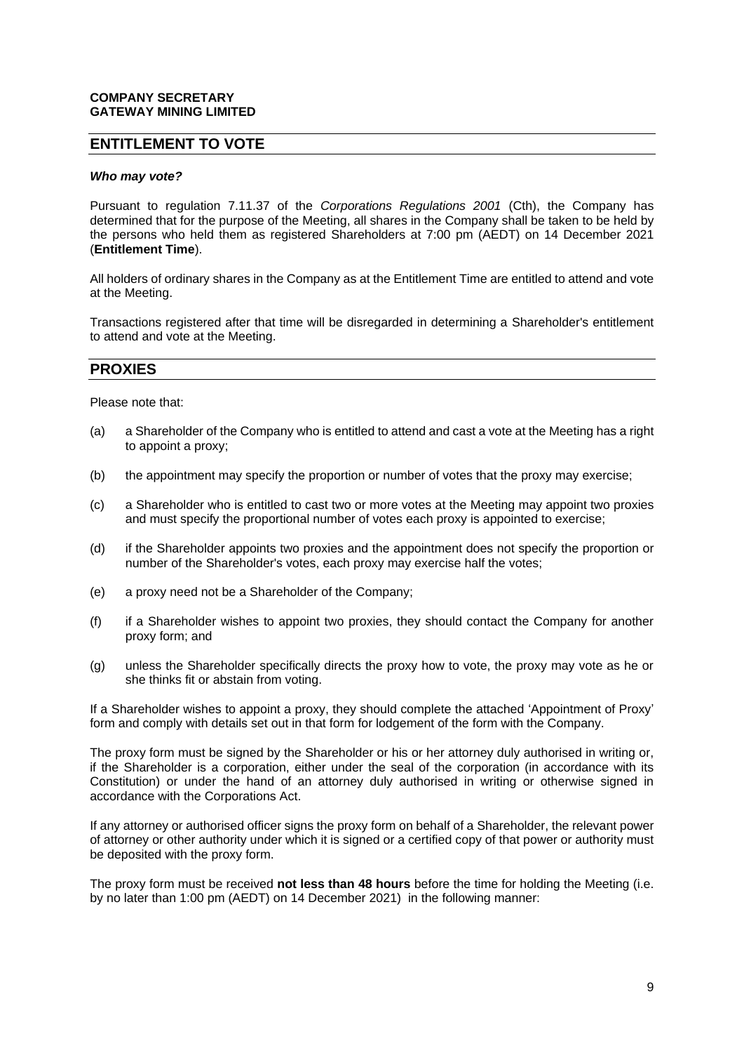**COMPANY SECRETARY**
**GATEWAY MINING LIMITED**

## ENTITLEMENT TO VOTE

***Who may vote?***

Pursuant to regulation 7.11.37 of the *Corporations Regulations 2001* (Cth), the Company has determined that for the purpose of the Meeting, all shares in the Company shall be taken to be held by the persons who held them as registered Shareholders at 7:00 pm (AEDT) on 14 December 2021 (**Entitlement Time**).

All holders of ordinary shares in the Company as at the Entitlement Time are entitled to attend and vote at the Meeting.

Transactions registered after that time will be disregarded in determining a Shareholder's entitlement to attend and vote at the Meeting.

## PROXIES

Please note that:

(a) a Shareholder of the Company who is entitled to attend and cast a vote at the Meeting has a right to appoint a proxy;

(b) the appointment may specify the proportion or number of votes that the proxy may exercise;

(c) a Shareholder who is entitled to cast two or more votes at the Meeting may appoint two proxies and must specify the proportional number of votes each proxy is appointed to exercise;

(d) if the Shareholder appoints two proxies and the appointment does not specify the proportion or number of the Shareholder's votes, each proxy may exercise half the votes;

(e) a proxy need not be a Shareholder of the Company;

(f) if a Shareholder wishes to appoint two proxies, they should contact the Company for another proxy form; and

(g) unless the Shareholder specifically directs the proxy how to vote, the proxy may vote as he or she thinks fit or abstain from voting.

If a Shareholder wishes to appoint a proxy, they should complete the attached 'Appointment of Proxy' form and comply with details set out in that form for lodgement of the form with the Company.

The proxy form must be signed by the Shareholder or his or her attorney duly authorised in writing or, if the Shareholder is a corporation, either under the seal of the corporation (in accordance with its Constitution) or under the hand of an attorney duly authorised in writing or otherwise signed in accordance with the Corporations Act.

If any attorney or authorised officer signs the proxy form on behalf of a Shareholder, the relevant power of attorney or other authority under which it is signed or a certified copy of that power or authority must be deposited with the proxy form.

The proxy form must be received **not less than 48 hours** before the time for holding the Meeting (i.e. by no later than 1:00 pm (AEDT) on 14 December 2021) in the following manner: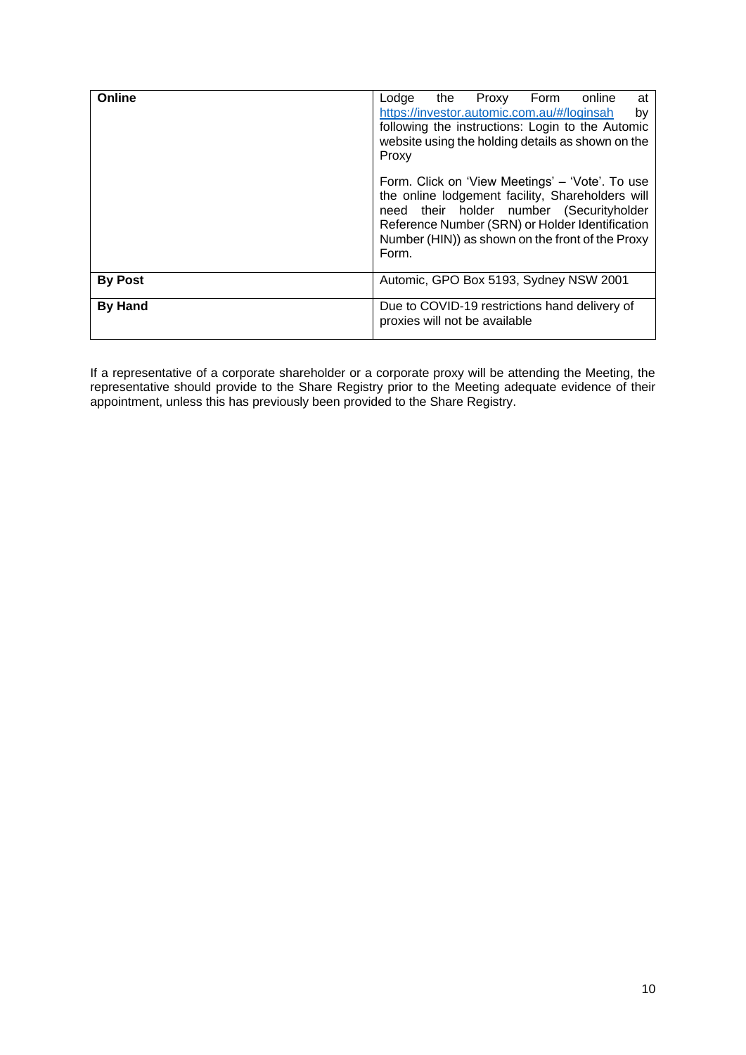| | |
|---|---|
| **Online** | Lodge the Proxy Form online at https://investor.automic.com.au/#/loginsah by following the instructions: Login to the Automic website using the holding details as shown on the Proxy Form. Click on 'View Meetings' – 'Vote'. To use the online lodgement facility, Shareholders will need their holder number (Securityholder Reference Number (SRN) or Holder Identification Number (HIN)) as shown on the front of the Proxy Form. |
| **By Post** | Automic, GPO Box 5193, Sydney NSW 2001 |
| **By Hand** | Due to COVID-19 restrictions hand delivery of proxies will not be available |

If a representative of a corporate shareholder or a corporate proxy will be attending the Meeting, the representative should provide to the Share Registry prior to the Meeting adequate evidence of their appointment, unless this has previously been provided to the Share Registry.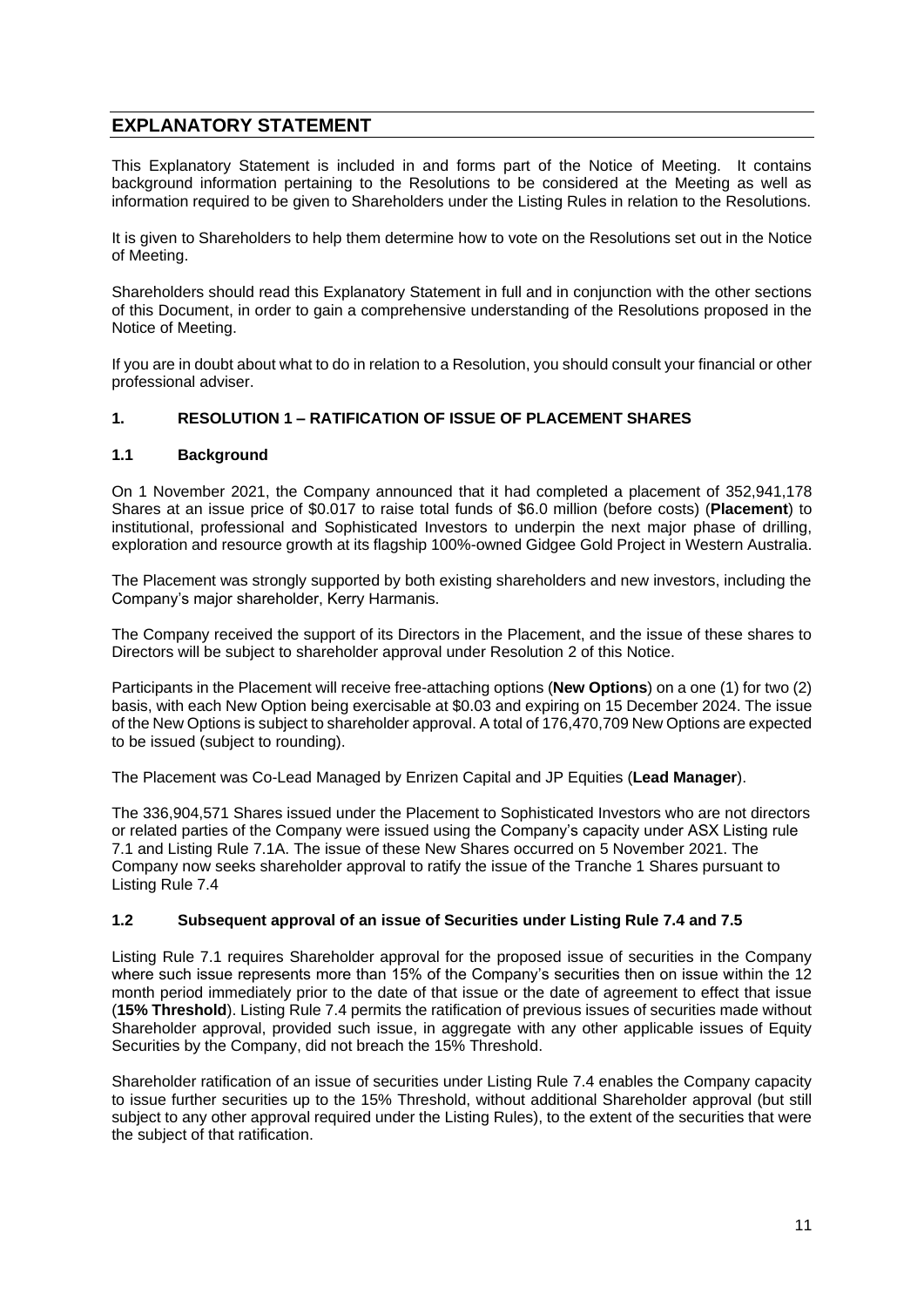# EXPLANATORY STATEMENT

This Explanatory Statement is included in and forms part of the Notice of Meeting. It contains background information pertaining to the Resolutions to be considered at the Meeting as well as information required to be given to Shareholders under the Listing Rules in relation to the Resolutions.

It is given to Shareholders to help them determine how to vote on the Resolutions set out in the Notice of Meeting.

Shareholders should read this Explanatory Statement in full and in conjunction with the other sections of this Document, in order to gain a comprehensive understanding of the Resolutions proposed in the Notice of Meeting.

If you are in doubt about what to do in relation to a Resolution, you should consult your financial or other professional adviser.

## 1. RESOLUTION 1 – RATIFICATION OF ISSUE OF PLACEMENT SHARES

### 1.1 Background

On 1 November 2021, the Company announced that it had completed a placement of 352,941,178 Shares at an issue price of $0.017 to raise total funds of $6.0 million (before costs) (**Placement**) to institutional, professional and Sophisticated Investors to underpin the next major phase of drilling, exploration and resource growth at its flagship 100%-owned Gidgee Gold Project in Western Australia.

The Placement was strongly supported by both existing shareholders and new investors, including the Company's major shareholder, Kerry Harmanis.

The Company received the support of its Directors in the Placement, and the issue of these shares to Directors will be subject to shareholder approval under Resolution 2 of this Notice.

Participants in the Placement will receive free-attaching options (**New Options**) on a one (1) for two (2) basis, with each New Option being exercisable at $0.03 and expiring on 15 December 2024. The issue of the New Options is subject to shareholder approval. A total of 176,470,709 New Options are expected to be issued (subject to rounding).

The Placement was Co-Lead Managed by Enrizen Capital and JP Equities (**Lead Manager**).

The 336,904,571 Shares issued under the Placement to Sophisticated Investors who are not directors or related parties of the Company were issued using the Company's capacity under ASX Listing rule 7.1 and Listing Rule 7.1A. The issue of these New Shares occurred on 5 November 2021. The Company now seeks shareholder approval to ratify the issue of the Tranche 1 Shares pursuant to Listing Rule 7.4

### 1.2 Subsequent approval of an issue of Securities under Listing Rule 7.4 and 7.5

Listing Rule 7.1 requires Shareholder approval for the proposed issue of securities in the Company where such issue represents more than 15% of the Company's securities then on issue within the 12 month period immediately prior to the date of that issue or the date of agreement to effect that issue (**15% Threshold**). Listing Rule 7.4 permits the ratification of previous issues of securities made without Shareholder approval, provided such issue, in aggregate with any other applicable issues of Equity Securities by the Company, did not breach the 15% Threshold.

Shareholder ratification of an issue of securities under Listing Rule 7.4 enables the Company capacity to issue further securities up to the 15% Threshold, without additional Shareholder approval (but still subject to any other approval required under the Listing Rules), to the extent of the securities that were the subject of that ratification.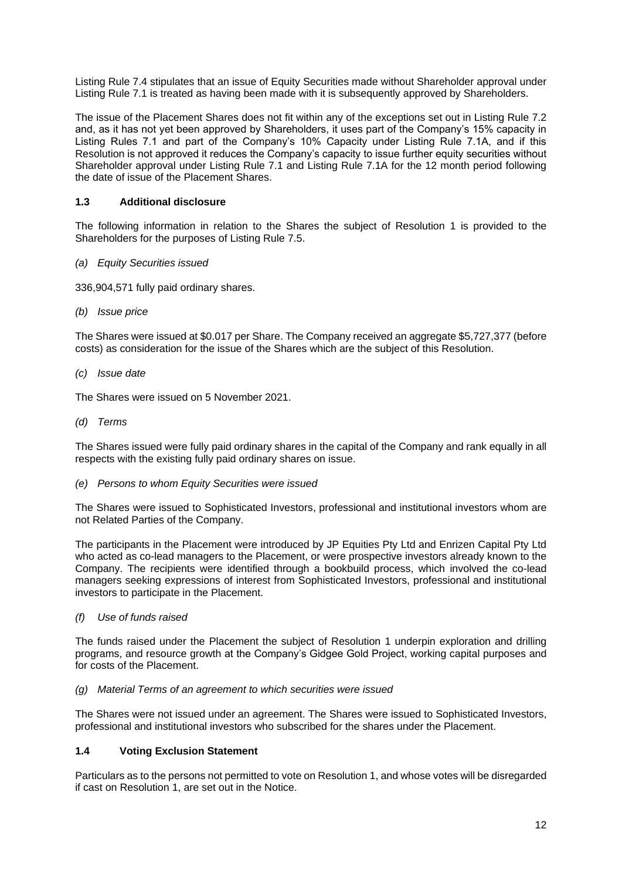Listing Rule 7.4 stipulates that an issue of Equity Securities made without Shareholder approval under Listing Rule 7.1 is treated as having been made with it is subsequently approved by Shareholders.

The issue of the Placement Shares does not fit within any of the exceptions set out in Listing Rule 7.2 and, as it has not yet been approved by Shareholders, it uses part of the Company's 15% capacity in Listing Rules 7.1 and part of the Company's 10% Capacity under Listing Rule 7.1A, and if this Resolution is not approved it reduces the Company's capacity to issue further equity securities without Shareholder approval under Listing Rule 7.1 and Listing Rule 7.1A for the 12 month period following the date of issue of the Placement Shares.

### 1.3 Additional disclosure

The following information in relation to the Shares the subject of Resolution 1 is provided to the Shareholders for the purposes of Listing Rule 7.5.

*(a) Equity Securities issued*

336,904,571 fully paid ordinary shares.

*(b) Issue price*

The Shares were issued at $0.017 per Share. The Company received an aggregate $5,727,377 (before costs) as consideration for the issue of the Shares which are the subject of this Resolution.

*(c) Issue date*

The Shares were issued on 5 November 2021.

*(d) Terms*

The Shares issued were fully paid ordinary shares in the capital of the Company and rank equally in all respects with the existing fully paid ordinary shares on issue.

*(e) Persons to whom Equity Securities were issued*

The Shares were issued to Sophisticated Investors, professional and institutional investors whom are not Related Parties of the Company.

The participants in the Placement were introduced by JP Equities Pty Ltd and Enrizen Capital Pty Ltd who acted as co-lead managers to the Placement, or were prospective investors already known to the Company. The recipients were identified through a bookbuild process, which involved the co-lead managers seeking expressions of interest from Sophisticated Investors, professional and institutional investors to participate in the Placement.

*(f) Use of funds raised*

The funds raised under the Placement the subject of Resolution 1 underpin exploration and drilling programs, and resource growth at the Company's Gidgee Gold Project, working capital purposes and for costs of the Placement.

*(g) Material Terms of an agreement to which securities were issued*

The Shares were not issued under an agreement. The Shares were issued to Sophisticated Investors, professional and institutional investors who subscribed for the shares under the Placement.

### 1.4 Voting Exclusion Statement

Particulars as to the persons not permitted to vote on Resolution 1, and whose votes will be disregarded if cast on Resolution 1, are set out in the Notice.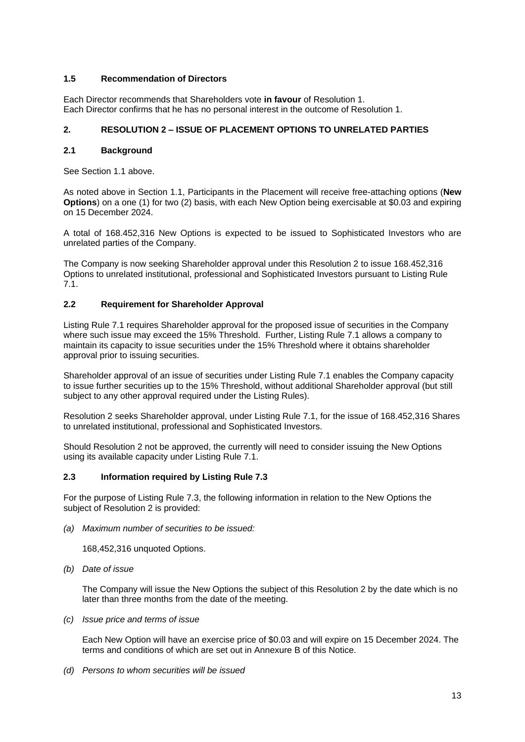### 1.5 Recommendation of Directors

Each Director recommends that Shareholders vote **in favour** of Resolution 1.
Each Director confirms that he has no personal interest in the outcome of Resolution 1.

## 2. RESOLUTION 2 – ISSUE OF PLACEMENT OPTIONS TO UNRELATED PARTIES

### 2.1 Background

See Section 1.1 above.

As noted above in Section 1.1, Participants in the Placement will receive free-attaching options (**New Options**) on a one (1) for two (2) basis, with each New Option being exercisable at $0.03 and expiring on 15 December 2024.

A total of 168.452,316 New Options is expected to be issued to Sophisticated Investors who are unrelated parties of the Company.

The Company is now seeking Shareholder approval under this Resolution 2 to issue 168.452,316 Options to unrelated institutional, professional and Sophisticated Investors pursuant to Listing Rule 7.1.

### 2.2 Requirement for Shareholder Approval

Listing Rule 7.1 requires Shareholder approval for the proposed issue of securities in the Company where such issue may exceed the 15% Threshold. Further, Listing Rule 7.1 allows a company to maintain its capacity to issue securities under the 15% Threshold where it obtains shareholder approval prior to issuing securities.

Shareholder approval of an issue of securities under Listing Rule 7.1 enables the Company capacity to issue further securities up to the 15% Threshold, without additional Shareholder approval (but still subject to any other approval required under the Listing Rules).

Resolution 2 seeks Shareholder approval, under Listing Rule 7.1, for the issue of 168.452,316 Shares to unrelated institutional, professional and Sophisticated Investors.

Should Resolution 2 not be approved, the currently will need to consider issuing the New Options using its available capacity under Listing Rule 7.1.

### 2.3 Information required by Listing Rule 7.3

For the purpose of Listing Rule 7.3, the following information in relation to the New Options the subject of Resolution 2 is provided:

*(a) Maximum number of securities to be issued:*

168,452,316 unquoted Options.

*(b) Date of issue*

The Company will issue the New Options the subject of this Resolution 2 by the date which is no later than three months from the date of the meeting.

*(c) Issue price and terms of issue*

Each New Option will have an exercise price of $0.03 and will expire on 15 December 2024. The terms and conditions of which are set out in Annexure B of this Notice.

*(d) Persons to whom securities will be issued*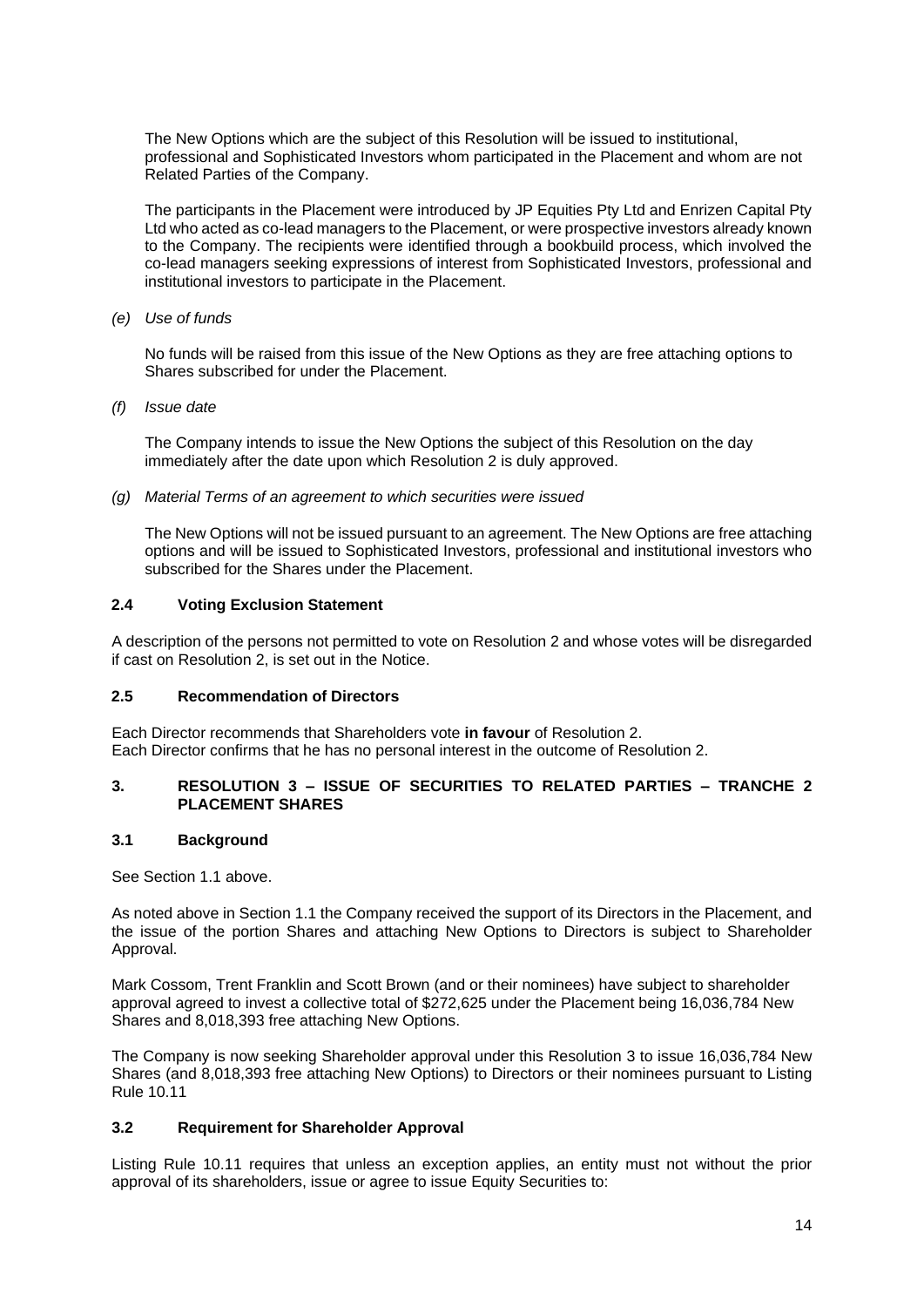The New Options which are the subject of this Resolution will be issued to institutional, professional and Sophisticated Investors whom participated in the Placement and whom are not Related Parties of the Company.

The participants in the Placement were introduced by JP Equities Pty Ltd and Enrizen Capital Pty Ltd who acted as co-lead managers to the Placement, or were prospective investors already known to the Company. The recipients were identified through a bookbuild process, which involved the co-lead managers seeking expressions of interest from Sophisticated Investors, professional and institutional investors to participate in the Placement.

*(e) Use of funds*

No funds will be raised from this issue of the New Options as they are free attaching options to Shares subscribed for under the Placement.

*(f) Issue date*

The Company intends to issue the New Options the subject of this Resolution on the day immediately after the date upon which Resolution 2 is duly approved.

*(g) Material Terms of an agreement to which securities were issued*

The New Options will not be issued pursuant to an agreement. The New Options are free attaching options and will be issued to Sophisticated Investors, professional and institutional investors who subscribed for the Shares under the Placement.

### 2.4 Voting Exclusion Statement

A description of the persons not permitted to vote on Resolution 2 and whose votes will be disregarded if cast on Resolution 2, is set out in the Notice.

### 2.5 Recommendation of Directors

Each Director recommends that Shareholders vote **in favour** of Resolution 2.
Each Director confirms that he has no personal interest in the outcome of Resolution 2.

## 3. RESOLUTION 3 – ISSUE OF SECURITIES TO RELATED PARTIES – TRANCHE 2 PLACEMENT SHARES

### 3.1 Background

See Section 1.1 above.

As noted above in Section 1.1 the Company received the support of its Directors in the Placement, and the issue of the portion Shares and attaching New Options to Directors is subject to Shareholder Approval.

Mark Cossom, Trent Franklin and Scott Brown (and or their nominees) have subject to shareholder approval agreed to invest a collective total of $272,625 under the Placement being 16,036,784 New Shares and 8,018,393 free attaching New Options.

The Company is now seeking Shareholder approval under this Resolution 3 to issue 16,036,784 New Shares (and 8,018,393 free attaching New Options) to Directors or their nominees pursuant to Listing Rule 10.11

### 3.2 Requirement for Shareholder Approval

Listing Rule 10.11 requires that unless an exception applies, an entity must not without the prior approval of its shareholders, issue or agree to issue Equity Securities to: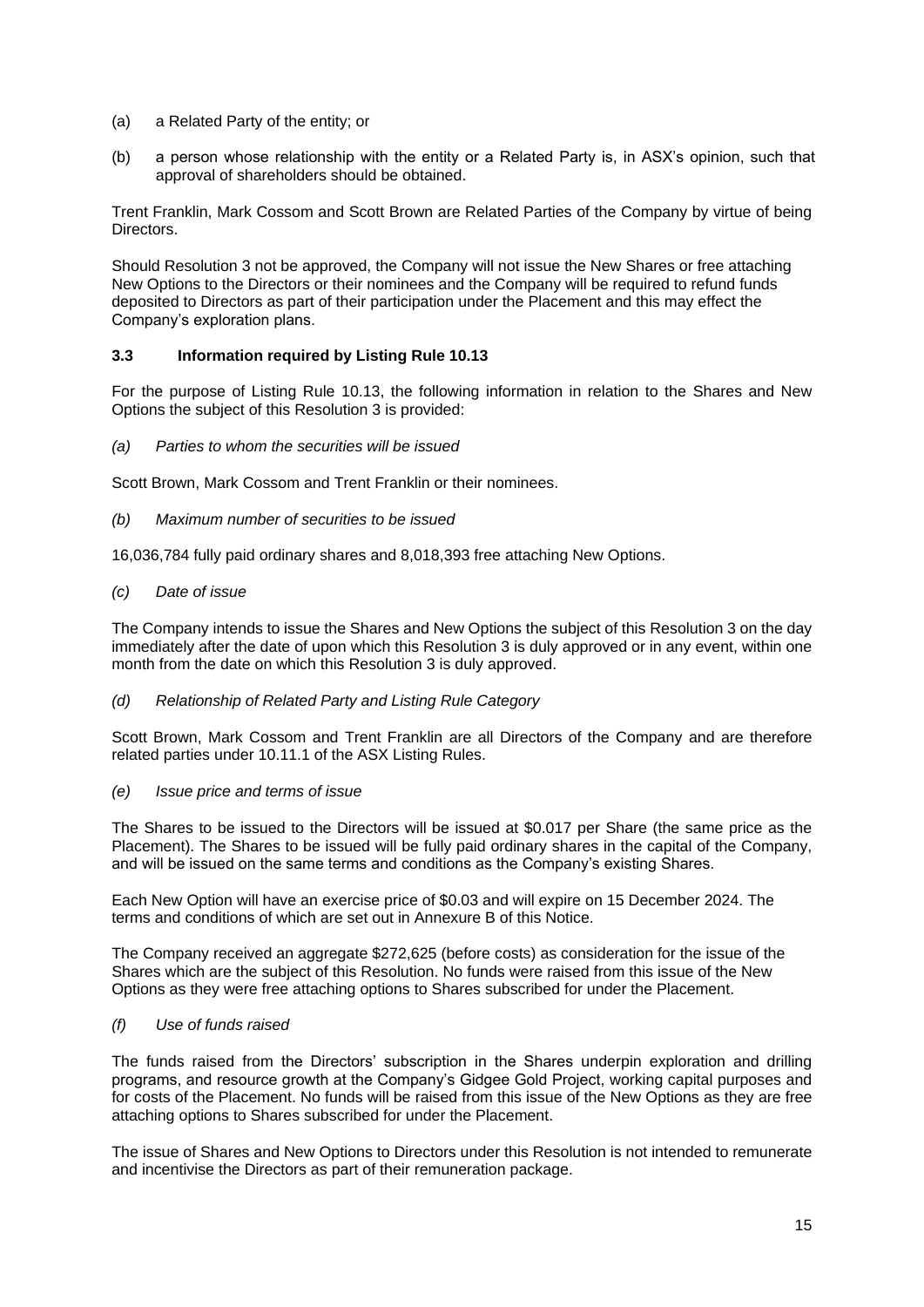(a) a Related Party of the entity; or

(b) a person whose relationship with the entity or a Related Party is, in ASX's opinion, such that approval of shareholders should be obtained.

Trent Franklin, Mark Cossom and Scott Brown are Related Parties of the Company by virtue of being Directors.

Should Resolution 3 not be approved, the Company will not issue the New Shares or free attaching New Options to the Directors or their nominees and the Company will be required to refund funds deposited to Directors as part of their participation under the Placement and this may effect the Company's exploration plans.

### 3.3 Information required by Listing Rule 10.13

For the purpose of Listing Rule 10.13, the following information in relation to the Shares and New Options the subject of this Resolution 3 is provided:

*(a) Parties to whom the securities will be issued*

Scott Brown, Mark Cossom and Trent Franklin or their nominees.

*(b) Maximum number of securities to be issued*

16,036,784 fully paid ordinary shares and 8,018,393 free attaching New Options.

*(c) Date of issue*

The Company intends to issue the Shares and New Options the subject of this Resolution 3 on the day immediately after the date of upon which this Resolution 3 is duly approved or in any event, within one month from the date on which this Resolution 3 is duly approved.

*(d) Relationship of Related Party and Listing Rule Category*

Scott Brown, Mark Cossom and Trent Franklin are all Directors of the Company and are therefore related parties under 10.11.1 of the ASX Listing Rules.

*(e) Issue price and terms of issue*

The Shares to be issued to the Directors will be issued at $0.017 per Share (the same price as the Placement). The Shares to be issued will be fully paid ordinary shares in the capital of the Company, and will be issued on the same terms and conditions as the Company's existing Shares.

Each New Option will have an exercise price of $0.03 and will expire on 15 December 2024. The terms and conditions of which are set out in Annexure B of this Notice.

The Company received an aggregate $272,625 (before costs) as consideration for the issue of the Shares which are the subject of this Resolution. No funds were raised from this issue of the New Options as they were free attaching options to Shares subscribed for under the Placement.

*(f) Use of funds raised*

The funds raised from the Directors' subscription in the Shares underpin exploration and drilling programs, and resource growth at the Company's Gidgee Gold Project, working capital purposes and for costs of the Placement. No funds will be raised from this issue of the New Options as they are free attaching options to Shares subscribed for under the Placement.

The issue of Shares and New Options to Directors under this Resolution is not intended to remunerate and incentivise the Directors as part of their remuneration package.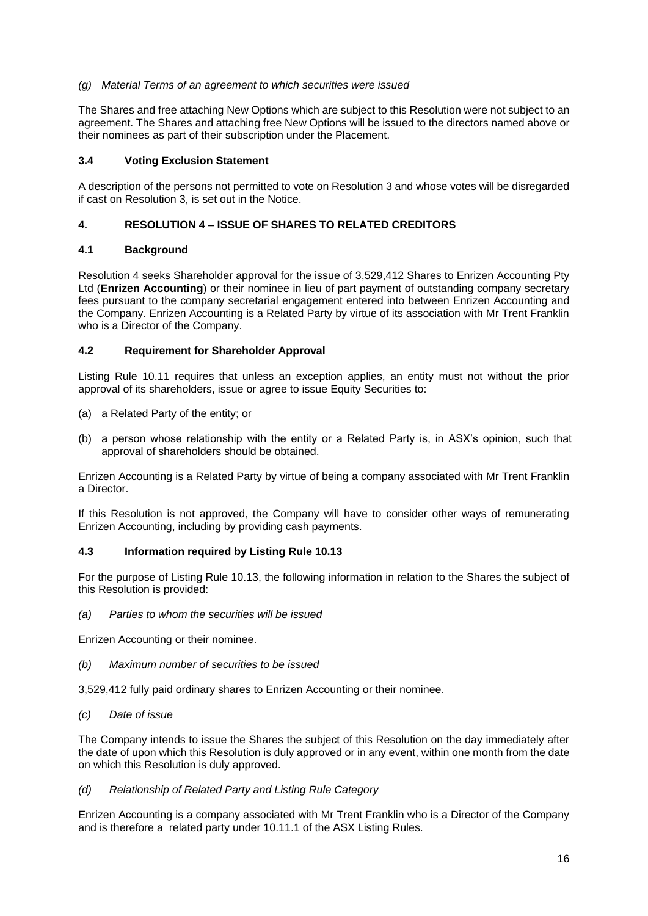*(g) Material Terms of an agreement to which securities were issued*

The Shares and free attaching New Options which are subject to this Resolution were not subject to an agreement. The Shares and attaching free New Options will be issued to the directors named above or their nominees as part of their subscription under the Placement.

### 3.4 Voting Exclusion Statement

A description of the persons not permitted to vote on Resolution 3 and whose votes will be disregarded if cast on Resolution 3, is set out in the Notice.

## 4. RESOLUTION 4 – ISSUE OF SHARES TO RELATED CREDITORS

### 4.1 Background

Resolution 4 seeks Shareholder approval for the issue of 3,529,412 Shares to Enrizen Accounting Pty Ltd (**Enrizen Accounting**) or their nominee in lieu of part payment of outstanding company secretary fees pursuant to the company secretarial engagement entered into between Enrizen Accounting and the Company. Enrizen Accounting is a Related Party by virtue of its association with Mr Trent Franklin who is a Director of the Company.

### 4.2 Requirement for Shareholder Approval

Listing Rule 10.11 requires that unless an exception applies, an entity must not without the prior approval of its shareholders, issue or agree to issue Equity Securities to:

(a) a Related Party of the entity; or

(b) a person whose relationship with the entity or a Related Party is, in ASX's opinion, such that approval of shareholders should be obtained.

Enrizen Accounting is a Related Party by virtue of being a company associated with Mr Trent Franklin a Director.

If this Resolution is not approved, the Company will have to consider other ways of remunerating Enrizen Accounting, including by providing cash payments.

### 4.3 Information required by Listing Rule 10.13

For the purpose of Listing Rule 10.13, the following information in relation to the Shares the subject of this Resolution is provided:

*(a) Parties to whom the securities will be issued*

Enrizen Accounting or their nominee.

*(b) Maximum number of securities to be issued*

3,529,412 fully paid ordinary shares to Enrizen Accounting or their nominee.

*(c) Date of issue*

The Company intends to issue the Shares the subject of this Resolution on the day immediately after the date of upon which this Resolution is duly approved or in any event, within one month from the date on which this Resolution is duly approved.

*(d) Relationship of Related Party and Listing Rule Category*

Enrizen Accounting is a company associated with Mr Trent Franklin who is a Director of the Company and is therefore a related party under 10.11.1 of the ASX Listing Rules.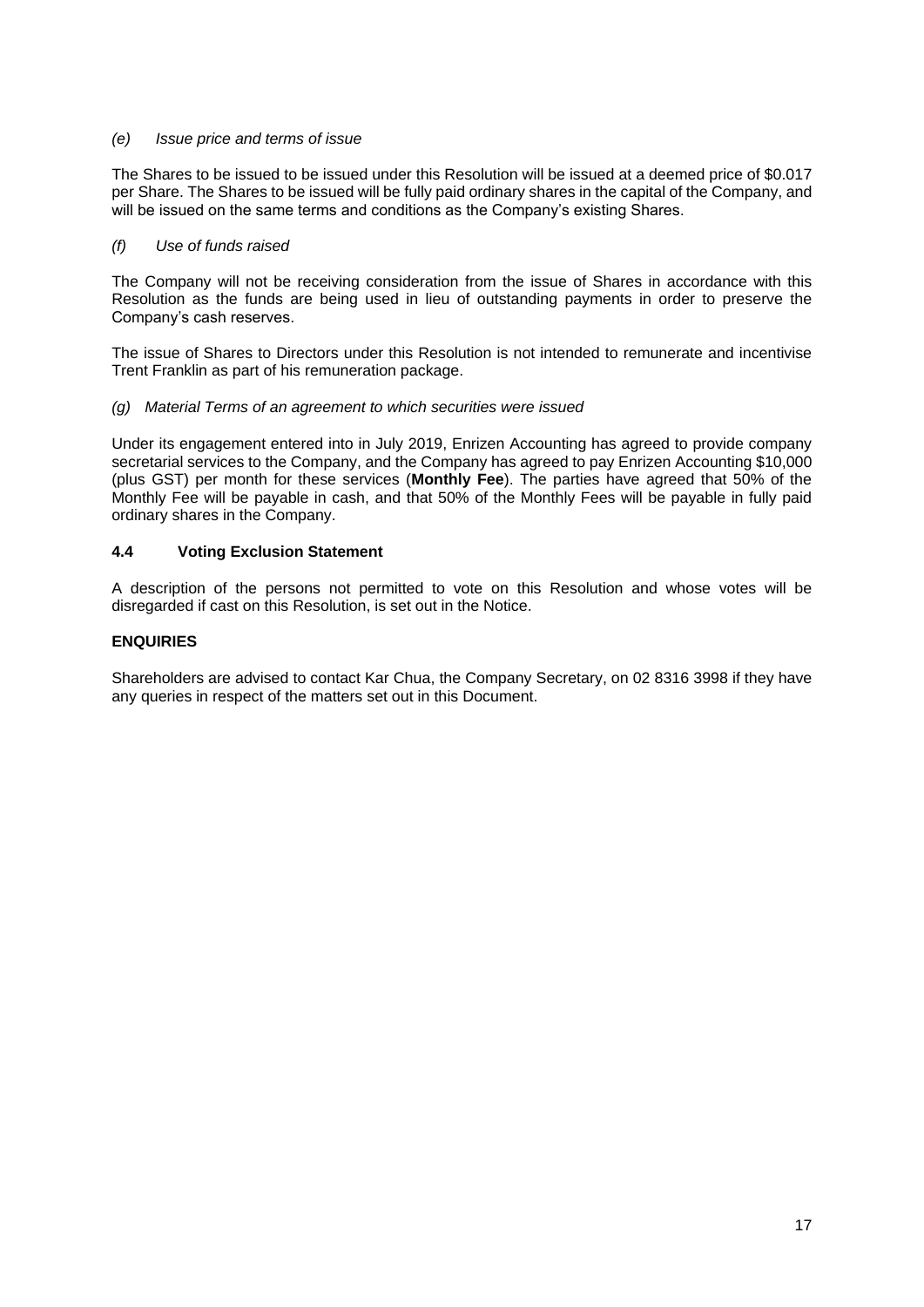*(e) Issue price and terms of issue*

The Shares to be issued to be issued under this Resolution will be issued at a deemed price of $0.017 per Share. The Shares to be issued will be fully paid ordinary shares in the capital of the Company, and will be issued on the same terms and conditions as the Company's existing Shares.

*(f) Use of funds raised*

The Company will not be receiving consideration from the issue of Shares in accordance with this Resolution as the funds are being used in lieu of outstanding payments in order to preserve the Company's cash reserves.

The issue of Shares to Directors under this Resolution is not intended to remunerate and incentivise Trent Franklin as part of his remuneration package.

*(g) Material Terms of an agreement to which securities were issued*

Under its engagement entered into in July 2019, Enrizen Accounting has agreed to provide company secretarial services to the Company, and the Company has agreed to pay Enrizen Accounting $10,000 (plus GST) per month for these services (**Monthly Fee**). The parties have agreed that 50% of the Monthly Fee will be payable in cash, and that 50% of the Monthly Fees will be payable in fully paid ordinary shares in the Company.

### 4.4 Voting Exclusion Statement

A description of the persons not permitted to vote on this Resolution and whose votes will be disregarded if cast on this Resolution, is set out in the Notice.

### ENQUIRIES

Shareholders are advised to contact Kar Chua, the Company Secretary, on 02 8316 3998 if they have any queries in respect of the matters set out in this Document.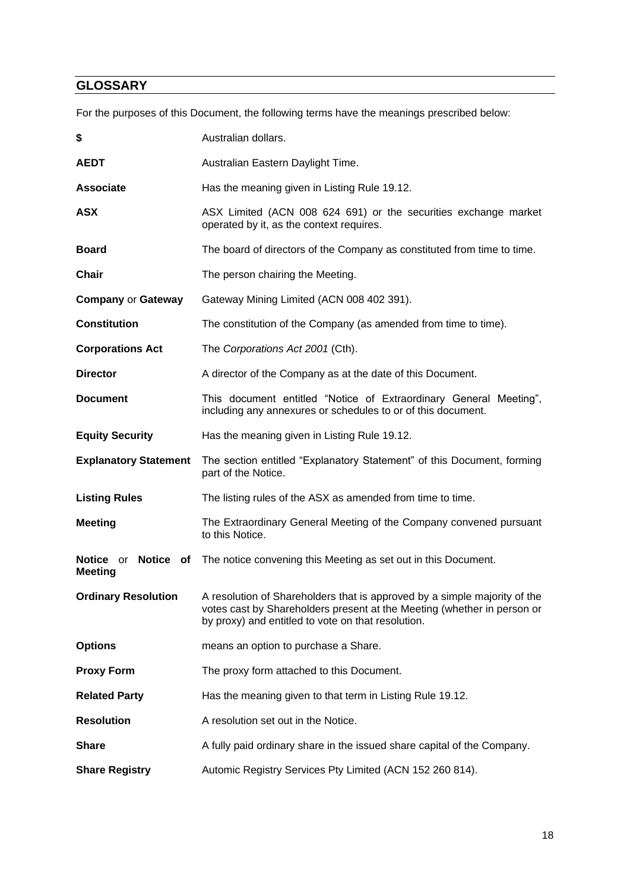## GLOSSARY

For the purposes of this Document, the following terms have the meanings prescribed below:

| | |
|---|---|
| **$** | Australian dollars. |
| **AEDT** | Australian Eastern Daylight Time. |
| **Associate** | Has the meaning given in Listing Rule 19.12. |
| **ASX** | ASX Limited (ACN 008 624 691) or the securities exchange market operated by it, as the context requires. |
| **Board** | The board of directors of the Company as constituted from time to time. |
| **Chair** | The person chairing the Meeting. |
| **Company** or **Gateway** | Gateway Mining Limited (ACN 008 402 391). |
| **Constitution** | The constitution of the Company (as amended from time to time). |
| **Corporations Act** | The *Corporations Act 2001* (Cth). |
| **Director** | A director of the Company as at the date of this Document. |
| **Document** | This document entitled "Notice of Extraordinary General Meeting", including any annexures or schedules to or of this document. |
| **Equity Security** | Has the meaning given in Listing Rule 19.12. |
| **Explanatory Statement** | The section entitled "Explanatory Statement" of this Document, forming part of the Notice. |
| **Listing Rules** | The listing rules of the ASX as amended from time to time. |
| **Meeting** | The Extraordinary General Meeting of the Company convened pursuant to this Notice. |
| **Notice** or **Notice of Meeting** | The notice convening this Meeting as set out in this Document. |
| **Ordinary Resolution** | A resolution of Shareholders that is approved by a simple majority of the votes cast by Shareholders present at the Meeting (whether in person or by proxy) and entitled to vote on that resolution. |
| **Options** | means an option to purchase a Share. |
| **Proxy Form** | The proxy form attached to this Document. |
| **Related Party** | Has the meaning given to that term in Listing Rule 19.12. |
| **Resolution** | A resolution set out in the Notice. |
| **Share** | A fully paid ordinary share in the issued share capital of the Company. |
| **Share Registry** | Automic Registry Services Pty Limited (ACN 152 260 814). |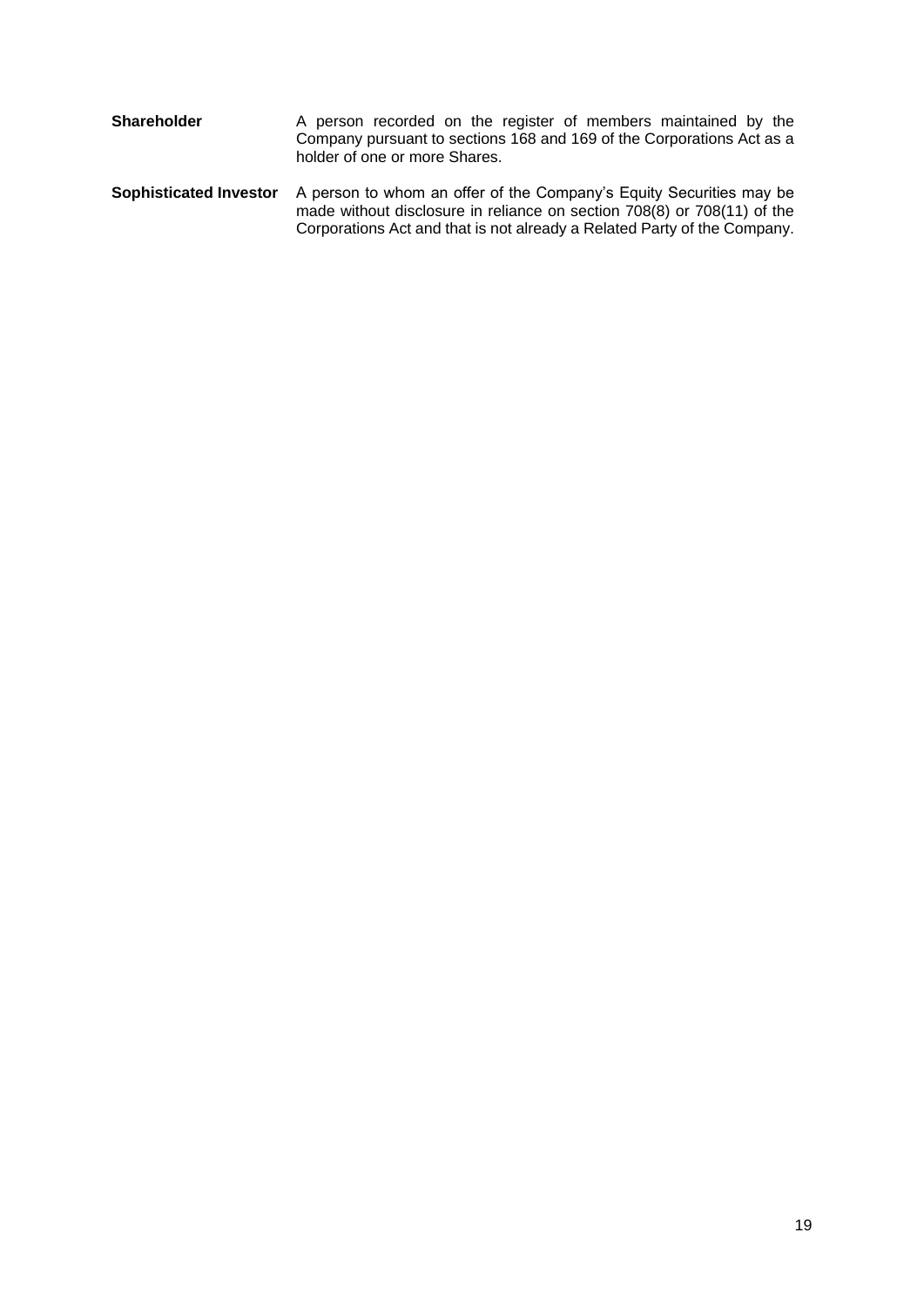**Shareholder** A person recorded on the register of members maintained by the Company pursuant to sections 168 and 169 of the Corporations Act as a holder of one or more Shares.

**Sophisticated Investor** A person to whom an offer of the Company's Equity Securities may be made without disclosure in reliance on section 708(8) or 708(11) of the Corporations Act and that is not already a Related Party of the Company.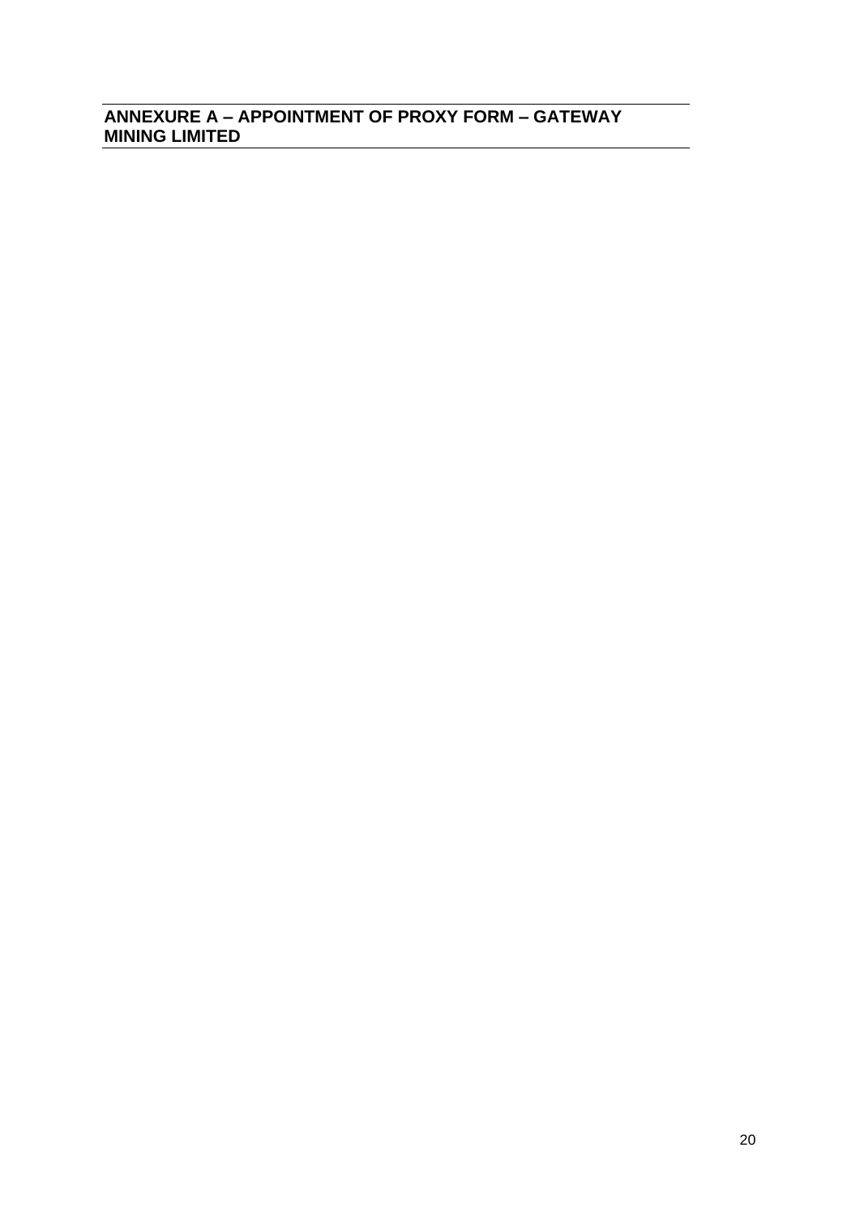## ANNEXURE A – APPOINTMENT OF PROXY FORM – GATEWAY MINING LIMITED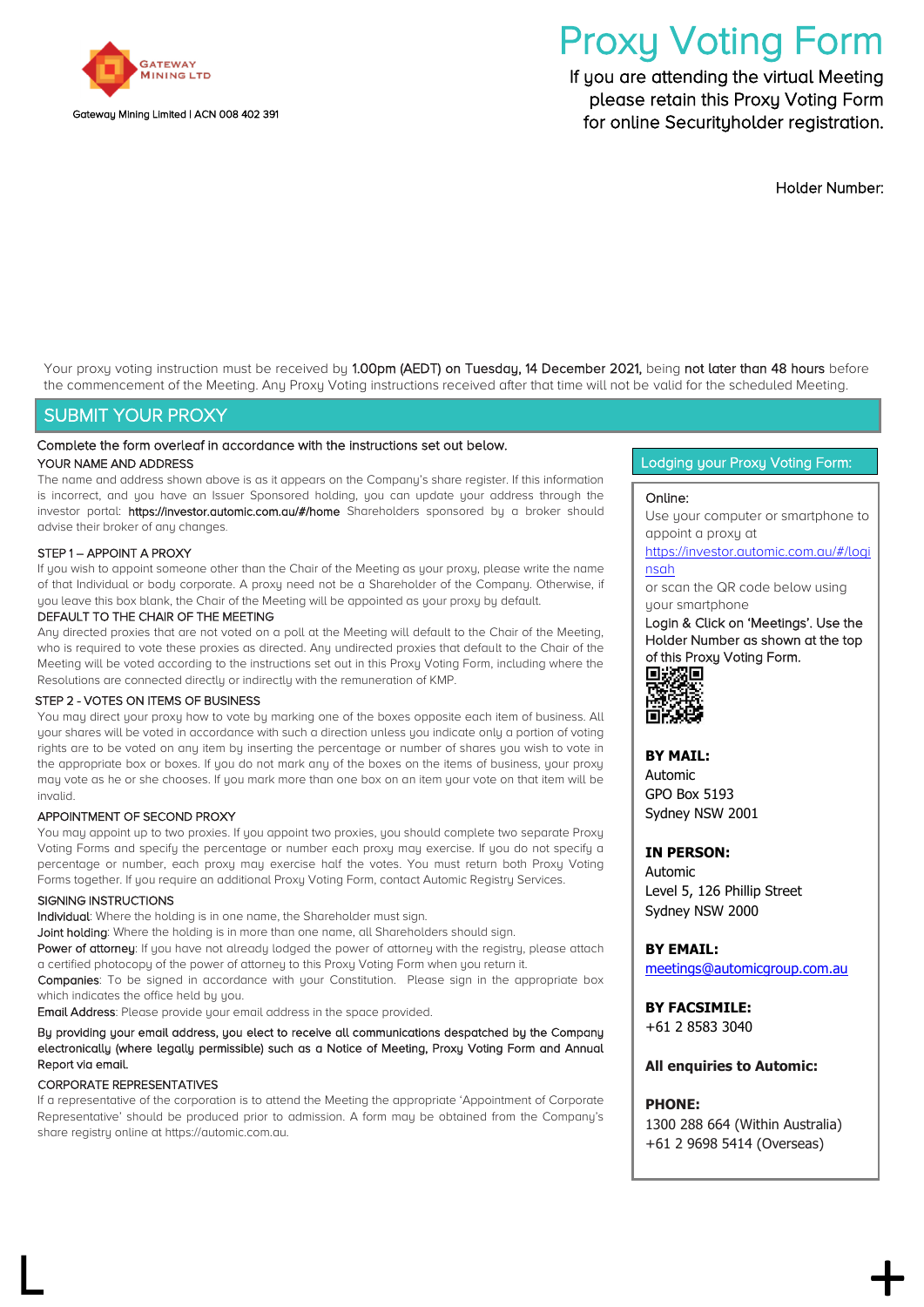Gateway Mining Limited | ACN 008 402 391

# Proxy Voting Form

If you are attending the virtual Meeting please retain this Proxy Voting Form for online Securityholder registration.

Holder Number:

Your proxy voting instruction must be received by **1.00pm (AEDT) on Tuesday, 14 December 2021,** being **not later than 48 hours** before the commencement of the Meeting. Any Proxy Voting instructions received after that time will not be valid for the scheduled Meeting.

## SUBMIT YOUR PROXY

Complete the form overleaf in accordance with the instructions set out below.

**YOUR NAME AND ADDRESS**

The name and address shown above is as it appears on the Company's share register. If this information is incorrect, and you have an Issuer Sponsored holding, you can update your address through the investor portal: **https://investor.automic.com.au/#/home** Shareholders sponsored by a broker should advise their broker of any changes.

**STEP 1 – APPOINT A PROXY**

If you wish to appoint someone other than the Chair of the Meeting as your proxy, please write the name of that Individual or body corporate. A proxy need not be a Shareholder of the Company. Otherwise, if you leave this box blank, the Chair of the Meeting will be appointed as your proxy by default.

**DEFAULT TO THE CHAIR OF THE MEETING**

Any directed proxies that are not voted on a poll at the Meeting will default to the Chair of the Meeting, who is required to vote these proxies as directed. Any undirected proxies that default to the Chair of the Meeting will be voted according to the instructions set out in this Proxy Voting Form, including where the Resolutions are connected directly or indirectly with the remuneration of KMP.

**STEP 2 - VOTES ON ITEMS OF BUSINESS**

You may direct your proxy how to vote by marking one of the boxes opposite each item of business. All your shares will be voted in accordance with such a direction unless you indicate only a portion of voting rights are to be voted on any item by inserting the percentage or number of shares you wish to vote in the appropriate box or boxes. If you do not mark any of the boxes on the items of business, your proxy may vote as he or she chooses. If you mark more than one box on an item your vote on that item will be invalid.

**APPOINTMENT OF SECOND PROXY**

You may appoint up to two proxies. If you appoint two proxies, you should complete two separate Proxy Voting Forms and specify the percentage or number each proxy may exercise. If you do not specify a percentage or number, each proxy may exercise half the votes. You must return both Proxy Voting Forms together. If you require an additional Proxy Voting Form, contact Automic Registry Services.

**SIGNING INSTRUCTIONS**

**Individual**: Where the holding is in one name, the Shareholder must sign.

**Joint holding**: Where the holding is in more than one name, all Shareholders should sign.

**Power of attorney**: If you have not already lodged the power of attorney with the registry, please attach a certified photocopy of the power of attorney to this Proxy Voting Form when you return it.

**Companies**: To be signed in accordance with your Constitution. Please sign in the appropriate box which indicates the office held by you.

**Email Address**: Please provide your email address in the space provided.

**By providing your email address, you elect to receive all communications despatched by the Company electronically (where legally permissible) such as a Notice of Meeting, Proxy Voting Form and Annual Report via email.**

**CORPORATE REPRESENTATIVES**

If a representative of the corporation is to attend the Meeting the appropriate 'Appointment of Corporate Representative' should be produced prior to admission. A form may be obtained from the Company's share registry online at https://automic.com.au.

### Lodging your Proxy Voting Form:

**Online:**

Use your computer or smartphone to appoint a proxy at https://investor.automic.com.au/#/loginsah

or scan the QR code below using your smartphone

**Login & Click on 'Meetings'. Use the Holder Number as shown at the top of this Proxy Voting Form.**

**BY MAIL:**
Automic
GPO Box 5193
Sydney NSW 2001

**IN PERSON:**
Automic
Level 5, 126 Phillip Street
Sydney NSW 2000

**BY EMAIL:**
meetings@automicgroup.com.au

**BY FACSIMILE:**
+61 2 8583 3040

**All enquiries to Automic:**

**PHONE:**
1300 288 664 (Within Australia)
+61 2 9698 5414 (Overseas)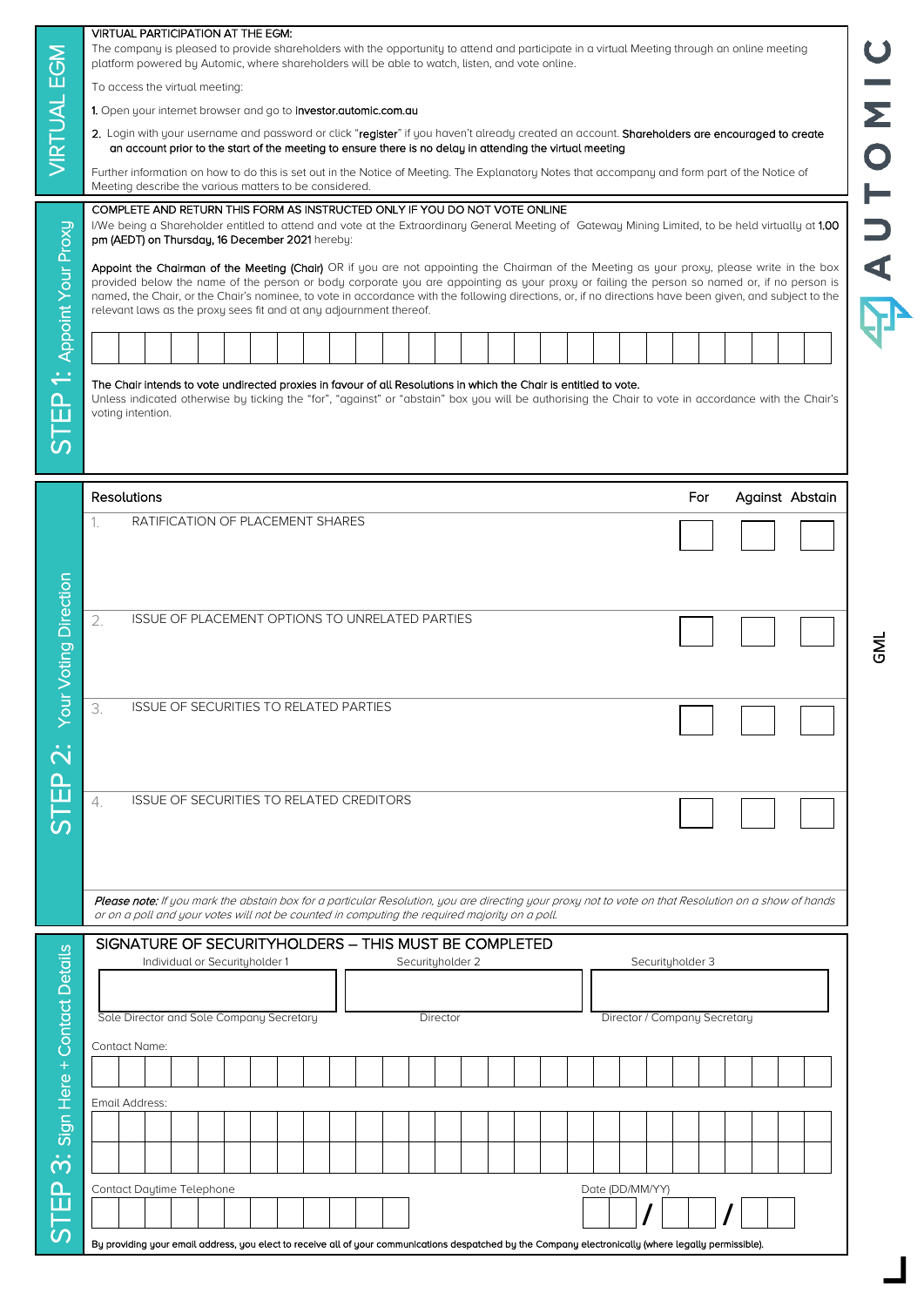## VIRTUAL EGM

VIRTUAL PARTICIPATION AT THE EGM:

The company is pleased to provide shareholders with the opportunity to attend and participate in a virtual Meeting through an online meeting platform powered by Automic, where shareholders will be able to watch, listen, and vote online.

To access the virtual meeting:

1. Open your internet browser and go to **investor.automic.com.au**
2. Login with your username and password or click "**register**" if you haven't already created an account. **Shareholders are encouraged to create an account prior to the start of the meeting to ensure there is no delay in attending the virtual meeting**

Further information on how to do this is set out in the Notice of Meeting. The Explanatory Notes that accompany and form part of the Notice of Meeting describe the various matters to be considered.

## STEP 1: Appoint Your Proxy

COMPLETE AND RETURN THIS FORM AS INSTRUCTED ONLY IF YOU DO NOT VOTE ONLINE

I/We being a Shareholder entitled to attend and vote at the Extraordinary General Meeting of Gateway Mining Limited, to be held virtually at **1.00 pm (AEDT) on Thursday, 16 December 2021** hereby:

**Appoint the Chairman of the Meeting (Chair)** OR if you are not appointing the Chairman of the Meeting as your proxy, please write in the box provided below the name of the person or body corporate you are appointing as your proxy or failing the person so named or, if no person is named, the Chair, or the Chair's nominee, to vote in accordance with the following directions, or, if no directions have been given, and subject to the relevant laws as the proxy sees fit and at any adjournment thereof.

**The Chair intends to vote undirected proxies in favour of all Resolutions in which the Chair is entitled to vote.**

Unless indicated otherwise by ticking the "for", "against" or "abstain" box you will be authorising the Chair to vote in accordance with the Chair's voting intention.

## STEP 2: Your Voting Direction

| Resolutions | For | Against | Abstain |
|---|---|---|---|
| 1. RATIFICATION OF PLACEMENT SHARES | | | |
| 2. ISSUE OF PLACEMENT OPTIONS TO UNRELATED PARTIES | | | |
| 3. ISSUE OF SECURITIES TO RELATED PARTIES | | | |
| 4. ISSUE OF SECURITIES TO RELATED CREDITORS | | | |

***Please note:*** *If you mark the abstain box for a particular Resolution, you are directing your proxy not to vote on that Resolution on a show of hands or on a poll and your votes will not be counted in computing the required majority on a poll.*

## STEP 3: Sign Here + Contact Details

SIGNATURE OF SECURITYHOLDERS – THIS MUST BE COMPLETED

| Individual or Securityholder 1 | Securityholder 2 | Securityholder 3 |
|---|---|---|
| | | |
| Sole Director and Sole Company Secretary | Director | Director / Company Secretary |

Contact Name:

Email Address:

Contact Daytime Telephone

Date (DD/MM/YY) / /

**By providing your email address, you elect to receive all of your communications despatched by the Company electronically (where legally permissible).**

AUTOMIC

GML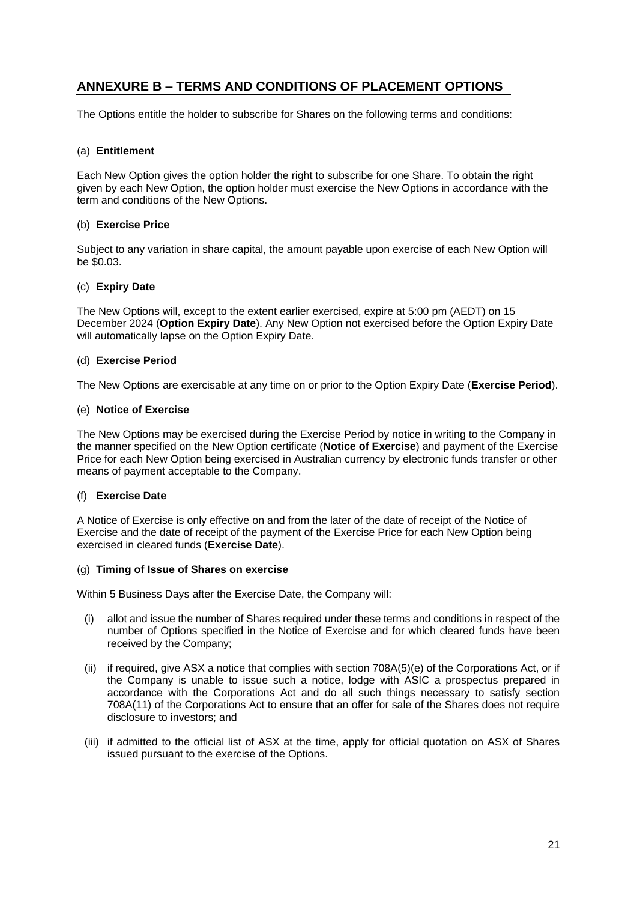## ANNEXURE B – TERMS AND CONDITIONS OF PLACEMENT OPTIONS

The Options entitle the holder to subscribe for Shares on the following terms and conditions:

(a) **Entitlement**

Each New Option gives the option holder the right to subscribe for one Share. To obtain the right given by each New Option, the option holder must exercise the New Options in accordance with the term and conditions of the New Options.

(b) **Exercise Price**

Subject to any variation in share capital, the amount payable upon exercise of each New Option will be $0.03.

(c) **Expiry Date**

The New Options will, except to the extent earlier exercised, expire at 5:00 pm (AEDT) on 15 December 2024 (**Option Expiry Date**). Any New Option not exercised before the Option Expiry Date will automatically lapse on the Option Expiry Date.

(d) **Exercise Period**

The New Options are exercisable at any time on or prior to the Option Expiry Date (**Exercise Period**).

(e) **Notice of Exercise**

The New Options may be exercised during the Exercise Period by notice in writing to the Company in the manner specified on the New Option certificate (**Notice of Exercise**) and payment of the Exercise Price for each New Option being exercised in Australian currency by electronic funds transfer or other means of payment acceptable to the Company.

(f) **Exercise Date**

A Notice of Exercise is only effective on and from the later of the date of receipt of the Notice of Exercise and the date of receipt of the payment of the Exercise Price for each New Option being exercised in cleared funds (**Exercise Date**).

(g) **Timing of Issue of Shares on exercise**

Within 5 Business Days after the Exercise Date, the Company will:

(i) allot and issue the number of Shares required under these terms and conditions in respect of the number of Options specified in the Notice of Exercise and for which cleared funds have been received by the Company;

(ii) if required, give ASX a notice that complies with section 708A(5)(e) of the Corporations Act, or if the Company is unable to issue such a notice, lodge with ASIC a prospectus prepared in accordance with the Corporations Act and do all such things necessary to satisfy section 708A(11) of the Corporations Act to ensure that an offer for sale of the Shares does not require disclosure to investors; and

(iii) if admitted to the official list of ASX at the time, apply for official quotation on ASX of Shares issued pursuant to the exercise of the Options.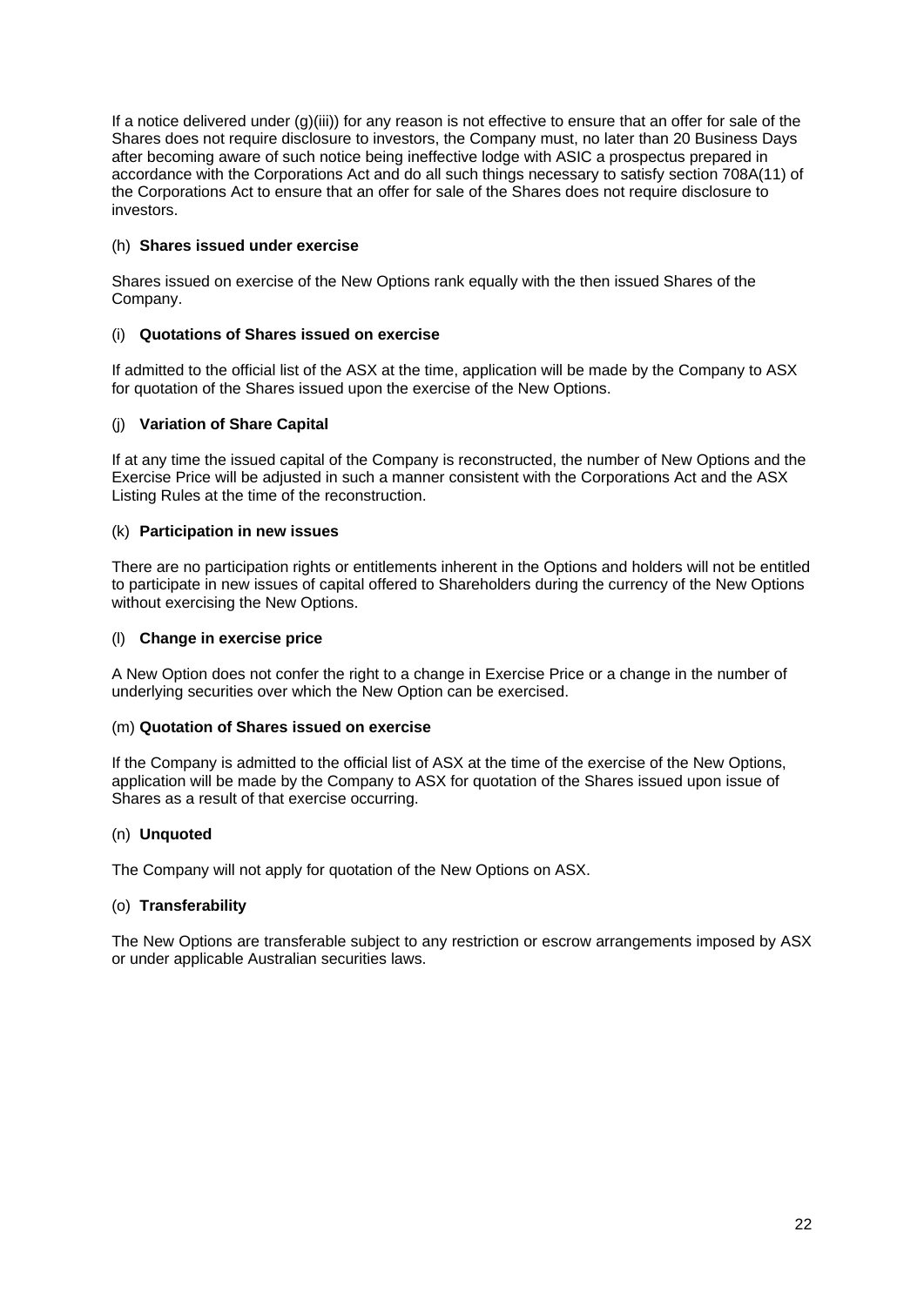If a notice delivered under (g)(iii)) for any reason is not effective to ensure that an offer for sale of the Shares does not require disclosure to investors, the Company must, no later than 20 Business Days after becoming aware of such notice being ineffective lodge with ASIC a prospectus prepared in accordance with the Corporations Act and do all such things necessary to satisfy section 708A(11) of the Corporations Act to ensure that an offer for sale of the Shares does not require disclosure to investors.

(h) **Shares issued under exercise**

Shares issued on exercise of the New Options rank equally with the then issued Shares of the Company.

(i) **Quotations of Shares issued on exercise**

If admitted to the official list of the ASX at the time, application will be made by the Company to ASX for quotation of the Shares issued upon the exercise of the New Options.

(j) **Variation of Share Capital**

If at any time the issued capital of the Company is reconstructed, the number of New Options and the Exercise Price will be adjusted in such a manner consistent with the Corporations Act and the ASX Listing Rules at the time of the reconstruction.

(k) **Participation in new issues**

There are no participation rights or entitlements inherent in the Options and holders will not be entitled to participate in new issues of capital offered to Shareholders during the currency of the New Options without exercising the New Options.

(l) **Change in exercise price**

A New Option does not confer the right to a change in Exercise Price or a change in the number of underlying securities over which the New Option can be exercised.

(m) **Quotation of Shares issued on exercise**

If the Company is admitted to the official list of ASX at the time of the exercise of the New Options, application will be made by the Company to ASX for quotation of the Shares issued upon issue of Shares as a result of that exercise occurring.

(n) **Unquoted**

The Company will not apply for quotation of the New Options on ASX.

(o) **Transferability**

The New Options are transferable subject to any restriction or escrow arrangements imposed by ASX or under applicable Australian securities laws.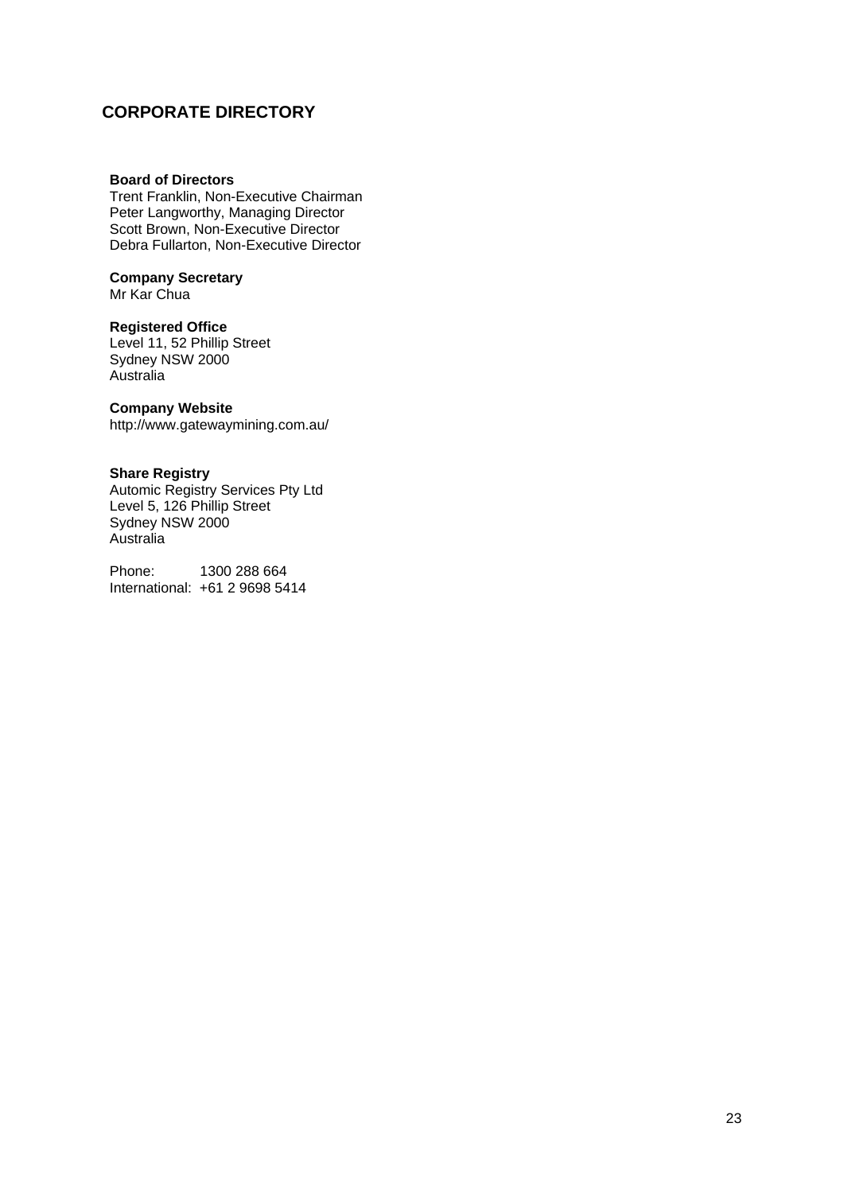## CORPORATE DIRECTORY

**Board of Directors**
Trent Franklin, Non-Executive Chairman
Peter Langworthy, Managing Director
Scott Brown, Non-Executive Director
Debra Fullarton, Non-Executive Director

**Company Secretary**
Mr Kar Chua

**Registered Office**
Level 11, 52 Phillip Street
Sydney NSW 2000
Australia

**Company Website**
http://www.gatewaymining.com.au/

**Share Registry**
Automic Registry Services Pty Ltd
Level 5, 126 Phillip Street
Sydney NSW 2000
Australia

Phone: 1300 288 664
International: +61 2 9698 5414